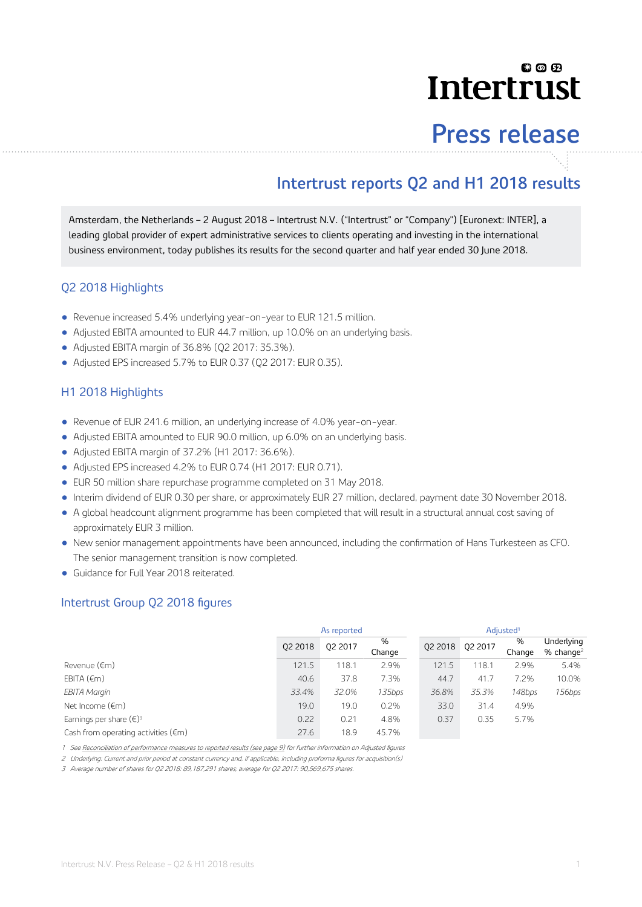# Intertrust

## Press release

## Intertrust reports Q2 and H1 2018 results

Amsterdam, the Netherlands – 2 August 2018 – Intertrust N.V. ("Intertrust" or "Company") [Euronext: INTER], a leading global provider of expert administrative services to clients operating and investing in the international business environment, today publishes its results for the second quarter and half year ended 30 June 2018.

### Q2 2018 Highlights

- Revenue increased 5.4% underlying year-on-year to EUR 121.5 million.
- Adjusted EBITA amounted to EUR 44.7 million, up 10.0% on an underlying basis.
- Adjusted EBITA margin of 36.8% (Q2 2017: 35.3%).
- Adjusted EPS increased 5.7% to EUR 0.37 (Q2 2017: EUR 0.35).

### H1 2018 Highlights

- Revenue of EUR 241.6 million, an underlying increase of 4.0% year-on-year.
- Adjusted EBITA amounted to EUR 90.0 million, up 6.0% on an underlying basis.
- Adjusted EBITA margin of 37.2% (H1 2017: 36.6%).
- Adjusted EPS increased 4.2% to EUR 0.74 (H1 2017: EUR 0.71).
- EUR 50 million share repurchase programme completed on 31 May 2018.
- Interim dividend of EUR 0.30 per share, or approximately EUR 27 million, declared, payment date 30 November 2018.
- A global headcount alignment programme has been completed that will result in a structural annual cost saving of approximately EUR 3 million.
- New senior management appointments have been announced, including the confirmation of Hans Turkesteen as CFO. The senior management transition is now completed.
- Guidance for Full Year 2018 reiterated.

### Intertrust Group Q2 2018 figures

| | As reported | | | Adjusted[1] | | | |
|---|---|---|---|---|---|---|---|
| | Q2 2018 | Q2 2017 | % Change | Q2 2018 | Q2 2017 | % Change | Underlying % change[2] |
| Revenue (€m) | 121.5 | 118.1 | 2.9% | 121.5 | 118.1 | 2.9% | 5.4% |
| EBITA (€m) | 40.6 | 37.8 | 7.3% | 44.7 | 41.7 | 7.2% | 10.0% |
| *EBITA Margin* | *33.4%* | *32.0%* | *135bps* | *36.8%* | *35.3%* | *148bps* | *156bps* |
| Net Income (€m) | 19.0 | 19.0 | 0.2% | 33.0 | 31.4 | 4.9% | |
| Earnings per share (€)[3] | 0.22 | 0.21 | 4.8% | 0.37 | 0.35 | 5.7% | |
| Cash from operating activities (€m) | 27.6 | 18.9 | 45.7% | | | | |

*1 See Reconciliation of performance measures to reported results (see page 9) for further information on Adjusted figures*
*2 Underlying: Current and prior period at constant currency and, if applicable, including proforma figures for acquisition(s)*
*3 Average number of shares for Q2 2018: 89,187,291 shares; average for Q2 2017: 90,569,675 shares.*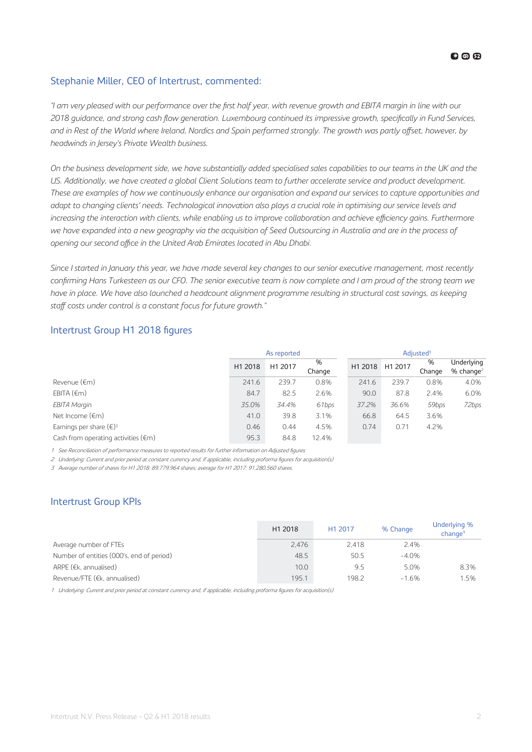## Stephanie Miller, CEO of Intertrust, commented:

*"I am very pleased with our performance over the first half year, with revenue growth and EBITA margin in line with our 2018 guidance, and strong cash flow generation. Luxembourg continued its impressive growth, specifically in Fund Services, and in Rest of the World where Ireland, Nordics and Spain performed strongly. The growth was partly offset, however, by headwinds in Jersey's Private Wealth business.*

*On the business development side, we have substantially added specialised sales capabilities to our teams in the UK and the US. Additionally, we have created a global Client Solutions team to further accelerate service and product development. These are examples of how we continuously enhance our organisation and expand our services to capture opportunities and adapt to changing clients' needs. Technological innovation also plays a crucial role in optimising our service levels and increasing the interaction with clients, while enabling us to improve collaboration and achieve efficiency gains. Furthermore we have expanded into a new geography via the acquisition of Seed Outsourcing in Australia and are in the process of opening our second office in the United Arab Emirates located in Abu Dhabi.*

*Since I started in January this year, we have made several key changes to our senior executive management, most recently confirming Hans Turkesteen as our CFO. The senior executive team is now complete and I am proud of the strong team we have in place. We have also launched a headcount alignment programme resulting in structural cost savings, as keeping staff costs under control is a constant focus for future growth."*

## Intertrust Group H1 2018 figures

| | As reported | | | Adjusted[1] | | | |
|---|---|---|---|---|---|---|---|
| | H1 2018 | H1 2017 | % Change | H1 2018 | H1 2017 | % Change | Underlying % change[2] |
| Revenue (€m) | 241.6 | 239.7 | 0.8% | 241.6 | 239.7 | 0.8% | 4.0% |
| EBITA (€m) | 84.7 | 82.5 | 2.6% | 90.0 | 87.8 | 2.4% | 6.0% |
| *EBITA Margin* | *35.0%* | *34.4%* | *61bps* | *37.2%* | *36.6%* | *59bps* | *72bps* |
| Net Income (€m) | 41.0 | 39.8 | 3.1% | 66.8 | 64.5 | 3.6% | |
| Earnings per share (€)[3] | 0.46 | 0.44 | 4.5% | 0.74 | 0.71 | 4.2% | |
| Cash from operating activities (€m) | 95.3 | 84.8 | 12.4% | | | | |

*1 See Reconciliation of performance measures to reported results for further information on Adjusted figures*

*2 Underlying: Current and prior period at constant currency and, if applicable, including proforma figures for acquisition(s)*

*3 Average number of shares for H1 2018: 89,779,964 shares; average for H1 2017: 91,280,560 shares.*

## Intertrust Group KPIs

| | H1 2018 | H1 2017 | % Change | Underlying % change[1] |
|---|---|---|---|---|
| Average number of FTEs | 2,476 | 2,418 | 2.4% | |
| Number of entities (000's, end of period) | 48.5 | 50.5 | -4.0% | |
| ARPE (€k, annualised) | 10.0 | 9.5 | 5.0% | 8.3% |
| Revenue/FTE (€k, annualised) | 195.1 | 198.2 | -1.6% | 1.5% |

*1 Underlying: Current and prior period at constant currency and, if applicable, including proforma figures for acquisition(s)*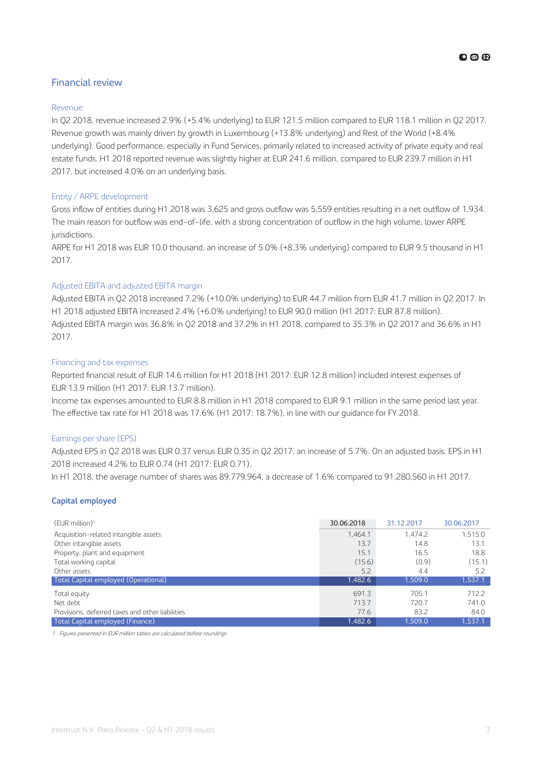## Financial review

### Revenue

In Q2 2018, revenue increased 2.9% (+5.4% underlying) to EUR 121.5 million compared to EUR 118.1 million in Q2 2017. Revenue growth was mainly driven by growth in Luxembourg (+13.8% underlying) and Rest of the World (+8.4% underlying). Good performance, especially in Fund Services, primarily related to increased activity of private equity and real estate funds. H1 2018 reported revenue was slightly higher at EUR 241.6 million, compared to EUR 239.7 million in H1 2017, but increased 4.0% on an underlying basis.

### Entity / ARPE development

Gross inflow of entities during H1 2018 was 3,625 and gross outflow was 5,559 entities resulting in a net outflow of 1,934. The main reason for outflow was end-of-life, with a strong concentration of outflow in the high volume, lower ARPE jurisdictions.

ARPE for H1 2018 was EUR 10.0 thousand, an increase of 5.0% (+8.3% underlying) compared to EUR 9.5 thousand in H1 2017.

### Adjusted EBITA and adjusted EBITA margin

Adjusted EBITA in Q2 2018 increased 7.2% (+10.0% underlying) to EUR 44.7 million from EUR 41.7 million in Q2 2017. In H1 2018 adjusted EBITA increased 2.4% (+6.0% underlying) to EUR 90.0 million (H1 2017: EUR 87.8 million).

Adjusted EBITA margin was 36.8% in Q2 2018 and 37.2% in H1 2018, compared to 35.3% in Q2 2017 and 36.6% in H1 2017.

### Financing and tax expenses

Reported financial result of EUR 14.6 million for H1 2018 (H1 2017: EUR 12.8 million) included interest expenses of EUR 13.9 million (H1 2017: EUR 13.7 million).

Income tax expenses amounted to EUR 8.8 million in H1 2018 compared to EUR 9.1 million in the same period last year. The effective tax rate for H1 2018 was 17.6% (H1 2017: 18.7%), in line with our guidance for FY 2018.

### Earnings per share (EPS)

Adjusted EPS in Q2 2018 was EUR 0.37 versus EUR 0.35 in Q2 2017, an increase of 5.7%. On an adjusted basis, EPS in H1 2018 increased 4.2% to EUR 0.74 (H1 2017: EUR 0.71).

In H1 2018, the average number of shares was 89,779,964, a decrease of 1.6% compared to 91,280,560 in H1 2017.

### Capital employed

| (EUR million)[1] | 30.06.2018 | 31.12.2017 | 30.06.2017 |
|---|---|---|---|
| Acquisition-related intangible assets | 1,464.1 | 1,474.2 | 1,515.0 |
| Other intangible assets | 13.7 | 14.8 | 13.1 |
| Property, plant and equipment | 15.1 | 16.5 | 18.8 |
| Total working capital | (15.6) | (0.9) | (15.1) |
| Other assets | 5.2 | 4.4 | 5.2 |
| **Total Capital employed (Operational)** | **1,482.6** | **1,509.0** | **1,537.1** |
| Total equity | 691.3 | 705.1 | 712.2 |
| Net debt | 713.7 | 720.7 | 741.0 |
| Provisions, deferred taxes and other liabilities | 77.6 | 83.2 | 84.0 |
| **Total Capital employed (Finance)** | **1,482.6** | **1,509.0** | **1,537.1** |

*1 Figures presented in EUR million tables are calculated before roundings*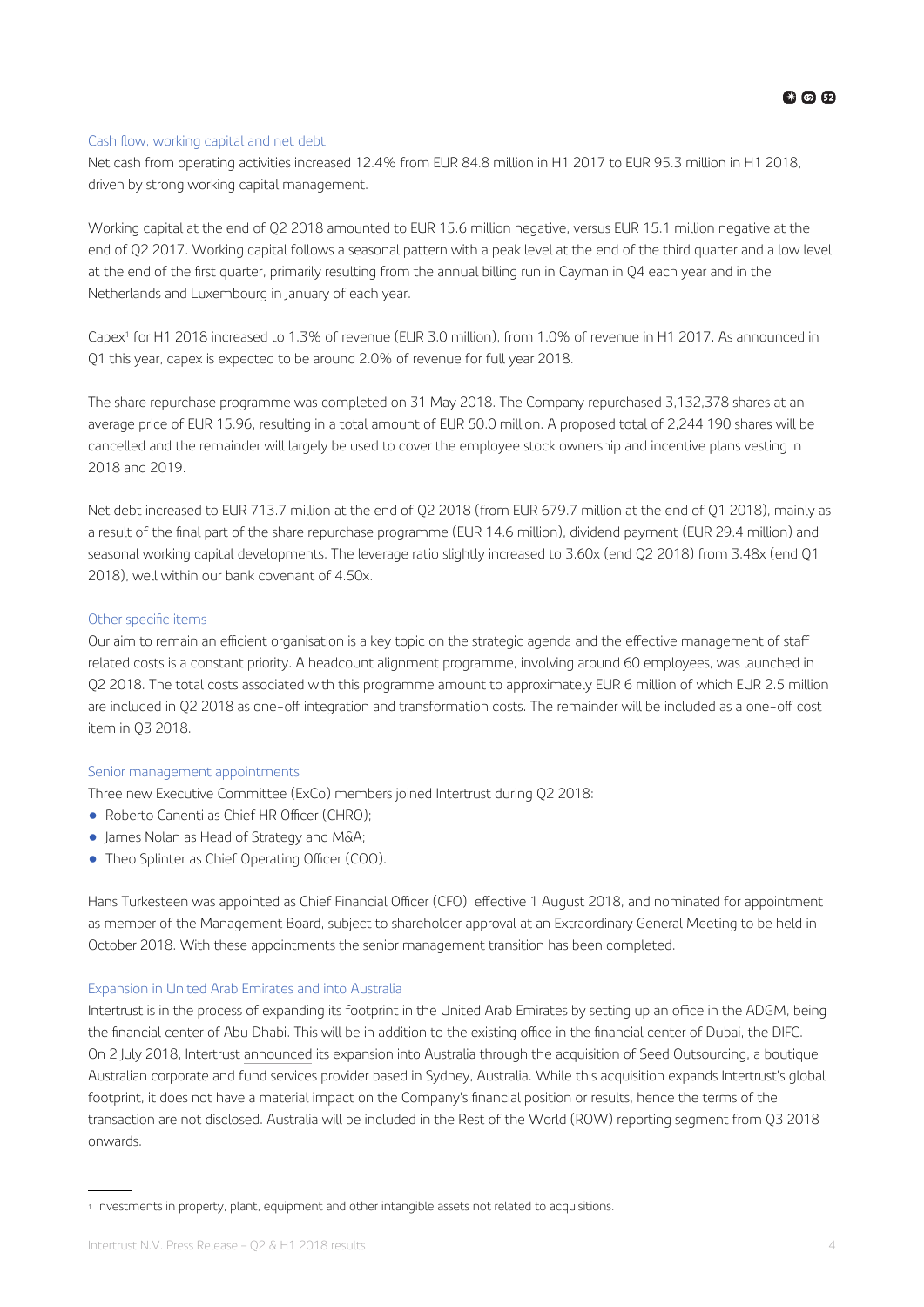## Cash flow, working capital and net debt

Net cash from operating activities increased 12.4% from EUR 84.8 million in H1 2017 to EUR 95.3 million in H1 2018, driven by strong working capital management.

Working capital at the end of Q2 2018 amounted to EUR 15.6 million negative, versus EUR 15.1 million negative at the end of Q2 2017. Working capital follows a seasonal pattern with a peak level at the end of the third quarter and a low level at the end of the first quarter, primarily resulting from the annual billing run in Cayman in Q4 each year and in the Netherlands and Luxembourg in January of each year.

Capex[1] for H1 2018 increased to 1.3% of revenue (EUR 3.0 million), from 1.0% of revenue in H1 2017. As announced in Q1 this year, capex is expected to be around 2.0% of revenue for full year 2018.

The share repurchase programme was completed on 31 May 2018. The Company repurchased 3,132,378 shares at an average price of EUR 15.96, resulting in a total amount of EUR 50.0 million. A proposed total of 2,244,190 shares will be cancelled and the remainder will largely be used to cover the employee stock ownership and incentive plans vesting in 2018 and 2019.

Net debt increased to EUR 713.7 million at the end of Q2 2018 (from EUR 679.7 million at the end of Q1 2018), mainly as a result of the final part of the share repurchase programme (EUR 14.6 million), dividend payment (EUR 29.4 million) and seasonal working capital developments. The leverage ratio slightly increased to 3.60x (end Q2 2018) from 3.48x (end Q1 2018), well within our bank covenant of 4.50x.

## Other specific items

Our aim to remain an efficient organisation is a key topic on the strategic agenda and the effective management of staff related costs is a constant priority. A headcount alignment programme, involving around 60 employees, was launched in Q2 2018. The total costs associated with this programme amount to approximately EUR 6 million of which EUR 2.5 million are included in Q2 2018 as one-off integration and transformation costs. The remainder will be included as a one-off cost item in Q3 2018.

## Senior management appointments

Three new Executive Committee (ExCo) members joined Intertrust during Q2 2018:

- Roberto Canenti as Chief HR Officer (CHRO);
- James Nolan as Head of Strategy and M&A;
- Theo Splinter as Chief Operating Officer (COO).

Hans Turkesteen was appointed as Chief Financial Officer (CFO), effective 1 August 2018, and nominated for appointment as member of the Management Board, subject to shareholder approval at an Extraordinary General Meeting to be held in October 2018. With these appointments the senior management transition has been completed.

## Expansion in United Arab Emirates and into Australia

Intertrust is in the process of expanding its footprint in the United Arab Emirates by setting up an office in the ADGM, being the financial center of Abu Dhabi. This will be in addition to the existing office in the financial center of Dubai, the DIFC. On 2 July 2018, Intertrust announced its expansion into Australia through the acquisition of Seed Outsourcing, a boutique Australian corporate and fund services provider based in Sydney, Australia. While this acquisition expands Intertrust's global footprint, it does not have a material impact on the Company's financial position or results, hence the terms of the transaction are not disclosed. Australia will be included in the Rest of the World (ROW) reporting segment from Q3 2018 onwards.

---

[1] Investments in property, plant, equipment and other intangible assets not related to acquisitions.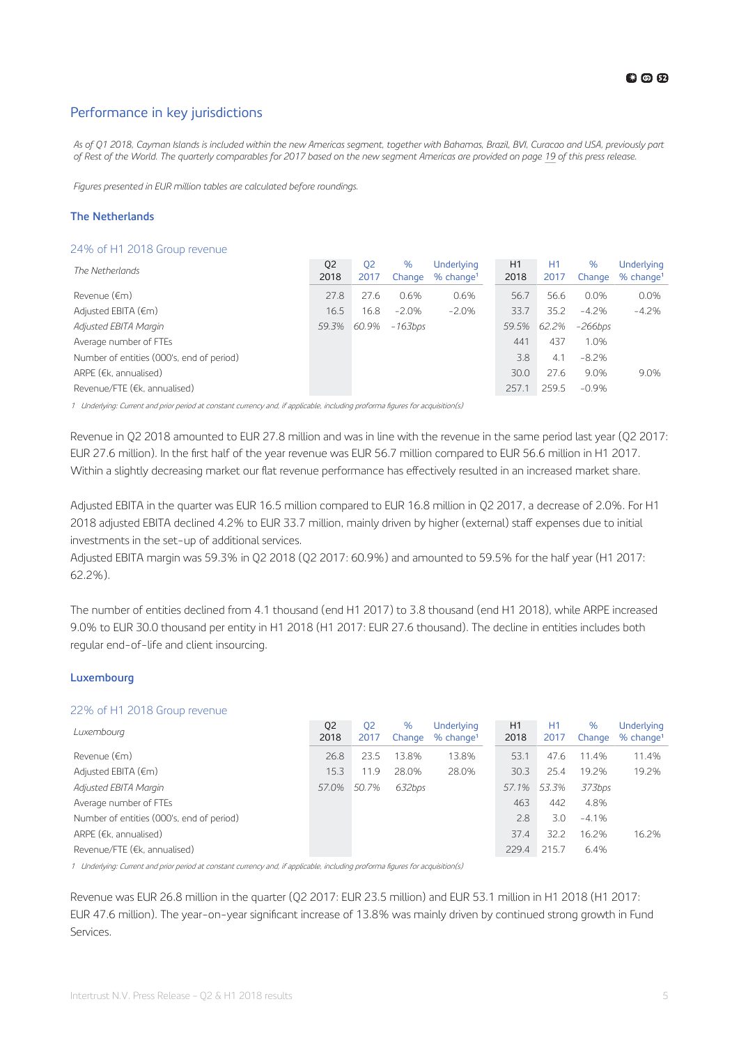## Performance in key jurisdictions

*As of Q1 2018, Cayman Islands is included within the new Americas segment, together with Bahamas, Brazil, BVI, Curacao and USA, previously part of Rest of the World. The quarterly comparables for 2017 based on the new segment Americas are provided on page 19 of this press release.*

*Figures presented in EUR million tables are calculated before roundings.*

### The Netherlands

24% of H1 2018 Group revenue

| *The Netherlands* | Q2 2018 | Q2 2017 | % Change | Underlying % change[1] | H1 2018 | H1 2017 | % Change | Underlying % change[1] |
|---|---|---|---|---|---|---|---|---|
| Revenue (€m) | 27.8 | 27.6 | 0.6% | 0.6% | 56.7 | 56.6 | 0.0% | 0.0% |
| Adjusted EBITA (€m) | 16.5 | 16.8 | -2.0% | -2.0% | 33.7 | 35.2 | -4.2% | -4.2% |
| *Adjusted EBITA Margin* | *59.3%* | *60.9%* | *-163bps* | | *59.5%* | *62.2%* | *-266bps* | |
| Average number of FTEs | | | | | 441 | 437 | 1.0% | |
| Number of entities (000's, end of period) | | | | | 3.8 | 4.1 | -8.2% | |
| ARPE (€k, annualised) | | | | | 30.0 | 27.6 | 9.0% | 9.0% |
| Revenue/FTE (€k, annualised) | | | | | 257.1 | 259.5 | -0.9% | |

*1 Underlying: Current and prior period at constant currency and, if applicable, including proforma figures for acquisition(s)*

Revenue in Q2 2018 amounted to EUR 27.8 million and was in line with the revenue in the same period last year (Q2 2017: EUR 27.6 million). In the first half of the year revenue was EUR 56.7 million compared to EUR 56.6 million in H1 2017. Within a slightly decreasing market our flat revenue performance has effectively resulted in an increased market share.

Adjusted EBITA in the quarter was EUR 16.5 million compared to EUR 16.8 million in Q2 2017, a decrease of 2.0%. For H1 2018 adjusted EBITA declined 4.2% to EUR 33.7 million, mainly driven by higher (external) staff expenses due to initial investments in the set-up of additional services.
Adjusted EBITA margin was 59.3% in Q2 2018 (Q2 2017: 60.9%) and amounted to 59.5% for the half year (H1 2017: 62.2%).

The number of entities declined from 4.1 thousand (end H1 2017) to 3.8 thousand (end H1 2018), while ARPE increased 9.0% to EUR 30.0 thousand per entity in H1 2018 (H1 2017: EUR 27.6 thousand). The decline in entities includes both regular end-of-life and client insourcing.

### Luxembourg

22% of H1 2018 Group revenue

| *Luxembourg* | Q2 2018 | Q2 2017 | % Change | Underlying % change[1] | H1 2018 | H1 2017 | % Change | Underlying % change[1] |
|---|---|---|---|---|---|---|---|---|
| Revenue (€m) | 26.8 | 23.5 | 13.8% | 13.8% | 53.1 | 47.6 | 11.4% | 11.4% |
| Adjusted EBITA (€m) | 15.3 | 11.9 | 28.0% | 28.0% | 30.3 | 25.4 | 19.2% | 19.2% |
| *Adjusted EBITA Margin* | *57.0%* | *50.7%* | *632bps* | | *57.1%* | *53.3%* | *373bps* | |
| Average number of FTEs | | | | | 463 | 442 | 4.8% | |
| Number of entities (000's, end of period) | | | | | 2.8 | 3.0 | -4.1% | |
| ARPE (€k, annualised) | | | | | 37.4 | 32.2 | 16.2% | 16.2% |
| Revenue/FTE (€k, annualised) | | | | | 229.4 | 215.7 | 6.4% | |

*1 Underlying: Current and prior period at constant currency and, if applicable, including proforma figures for acquisition(s)*

Revenue was EUR 26.8 million in the quarter (Q2 2017: EUR 23.5 million) and EUR 53.1 million in H1 2018 (H1 2017: EUR 47.6 million). The year-on-year significant increase of 13.8% was mainly driven by continued strong growth in Fund Services.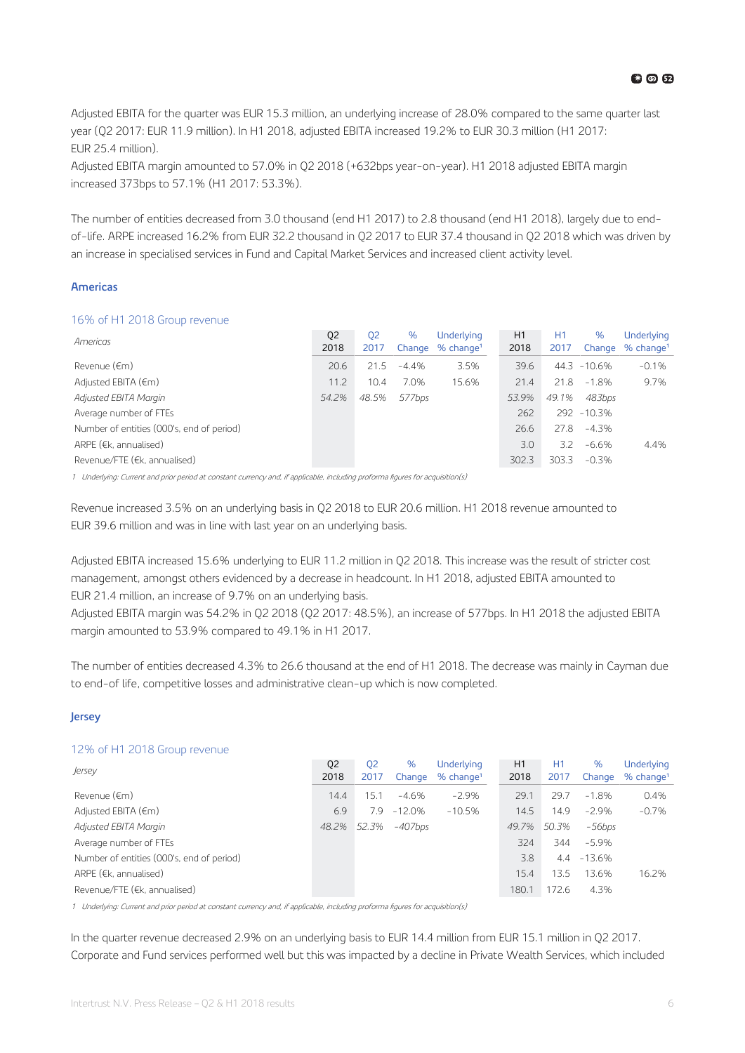Adjusted EBITA for the quarter was EUR 15.3 million, an underlying increase of 28.0% compared to the same quarter last year (Q2 2017: EUR 11.9 million). In H1 2018, adjusted EBITA increased 19.2% to EUR 30.3 million (H1 2017: EUR 25.4 million).
Adjusted EBITA margin amounted to 57.0% in Q2 2018 (+632bps year-on-year). H1 2018 adjusted EBITA margin increased 373bps to 57.1% (H1 2017: 53.3%).

The number of entities decreased from 3.0 thousand (end H1 2017) to 2.8 thousand (end H1 2018), largely due to end-of-life. ARPE increased 16.2% from EUR 32.2 thousand in Q2 2017 to EUR 37.4 thousand in Q2 2018 which was driven by an increase in specialised services in Fund and Capital Market Services and increased client activity level.

### Americas

16% of H1 2018 Group revenue

| *Americas* | Q2 2018 | Q2 2017 | % Change | Underlying % change[1] | H1 2018 | H1 2017 | % Change | Underlying % change[1] |
|---|---|---|---|---|---|---|---|---|
| Revenue (€m) | 20.6 | 21.5 | -4.4% | 3.5% | 39.6 | 44.3 | -10.6% | -0.1% |
| Adjusted EBITA (€m) | 11.2 | 10.4 | 7.0% | 15.6% | 21.4 | 21.8 | -1.8% | 9.7% |
| *Adjusted EBITA Margin* | *54.2%* | *48.5%* | *577bps* | | *53.9%* | *49.1%* | *483bps* | |
| Average number of FTEs | | | | | 262 | 292 | -10.3% | |
| Number of entities (000's, end of period) | | | | | 26.6 | 27.8 | -4.3% | |
| ARPE (€k, annualised) | | | | | 3.0 | 3.2 | -6.6% | 4.4% |
| Revenue/FTE (€k, annualised) | | | | | 302.3 | 303.3 | -0.3% | |

1 *Underlying: Current and prior period at constant currency and, if applicable, including proforma figures for acquisition(s)*

Revenue increased 3.5% on an underlying basis in Q2 2018 to EUR 20.6 million. H1 2018 revenue amounted to EUR 39.6 million and was in line with last year on an underlying basis.

Adjusted EBITA increased 15.6% underlying to EUR 11.2 million in Q2 2018. This increase was the result of stricter cost management, amongst others evidenced by a decrease in headcount. In H1 2018, adjusted EBITA amounted to EUR 21.4 million, an increase of 9.7% on an underlying basis.
Adjusted EBITA margin was 54.2% in Q2 2018 (Q2 2017: 48.5%), an increase of 577bps. In H1 2018 the adjusted EBITA margin amounted to 53.9% compared to 49.1% in H1 2017.

The number of entities decreased 4.3% to 26.6 thousand at the end of H1 2018. The decrease was mainly in Cayman due to end-of life, competitive losses and administrative clean-up which is now completed.

### Jersey

12% of H1 2018 Group revenue

| *Jersey* | Q2 2018 | Q2 2017 | % Change | Underlying % change[1] | H1 2018 | H1 2017 | % Change | Underlying % change[1] |
|---|---|---|---|---|---|---|---|---|
| Revenue (€m) | 14.4 | 15.1 | -4.6% | -2.9% | 29.1 | 29.7 | -1.8% | 0.4% |
| Adjusted EBITA (€m) | 6.9 | 7.9 | -12.0% | -10.5% | 14.5 | 14.9 | -2.9% | -0.7% |
| *Adjusted EBITA Margin* | *48.2%* | *52.3%* | *-407bps* | | *49.7%* | *50.3%* | *-56bps* | |
| Average number of FTEs | | | | | 324 | 344 | -5.9% | |
| Number of entities (000's, end of period) | | | | | 3.8 | 4.4 | -13.6% | |
| ARPE (€k, annualised) | | | | | 15.4 | 13.5 | 13.6% | 16.2% |
| Revenue/FTE (€k, annualised) | | | | | 180.1 | 172.6 | 4.3% | |

1 *Underlying: Current and prior period at constant currency and, if applicable, including proforma figures for acquisition(s)*

In the quarter revenue decreased 2.9% on an underlying basis to EUR 14.4 million from EUR 15.1 million in Q2 2017. Corporate and Fund services performed well but this was impacted by a decline in Private Wealth Services, which included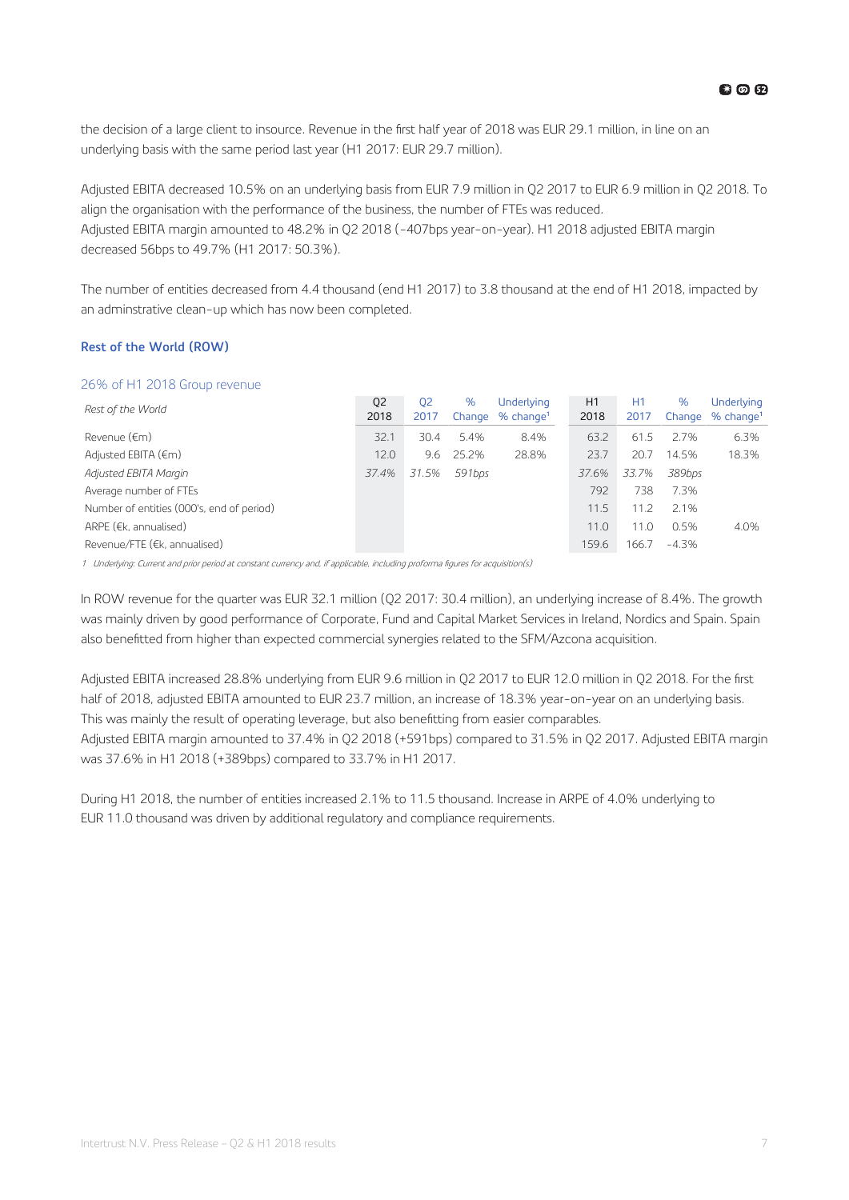the decision of a large client to insource. Revenue in the first half year of 2018 was EUR 29.1 million, in line on an underlying basis with the same period last year (H1 2017: EUR 29.7 million).

Adjusted EBITA decreased 10.5% on an underlying basis from EUR 7.9 million in Q2 2017 to EUR 6.9 million in Q2 2018. To align the organisation with the performance of the business, the number of FTEs was reduced.
Adjusted EBITA margin amounted to 48.2% in Q2 2018 (-407bps year-on-year). H1 2018 adjusted EBITA margin decreased 56bps to 49.7% (H1 2017: 50.3%).

The number of entities decreased from 4.4 thousand (end H1 2017) to 3.8 thousand at the end of H1 2018, impacted by an adminstrative clean-up which has now been completed.

### Rest of the World (ROW)

26% of H1 2018 Group revenue

| *Rest of the World* | Q2 2018 | Q2 2017 | % Change | Underlying % change[1] | H1 2018 | H1 2017 | % Change | Underlying % change[1] |
|---|---|---|---|---|---|---|---|---|
| Revenue (€m) | 32.1 | 30.4 | 5.4% | 8.4% | 63.2 | 61.5 | 2.7% | 6.3% |
| Adjusted EBITA (€m) | 12.0 | 9.6 | 25.2% | 28.8% | 23.7 | 20.7 | 14.5% | 18.3% |
| *Adjusted EBITA Margin* | *37.4%* | *31.5%* | *591bps* | | *37.6%* | *33.7%* | *389bps* | |
| Average number of FTEs | | | | | 792 | 738 | 7.3% | |
| Number of entities (000's, end of period) | | | | | 11.5 | 11.2 | 2.1% | |
| ARPE (€k, annualised) | | | | | 11.0 | 11.0 | 0.5% | 4.0% |
| Revenue/FTE (€k, annualised) | | | | | 159.6 | 166.7 | -4.3% | |

*1 Underlying: Current and prior period at constant currency and, if applicable, including proforma figures for acquisition(s)*

In ROW revenue for the quarter was EUR 32.1 million (Q2 2017: 30.4 million), an underlying increase of 8.4%. The growth was mainly driven by good performance of Corporate, Fund and Capital Market Services in Ireland, Nordics and Spain. Spain also benefitted from higher than expected commercial synergies related to the SFM/Azcona acquisition.

Adjusted EBITA increased 28.8% underlying from EUR 9.6 million in Q2 2017 to EUR 12.0 million in Q2 2018. For the first half of 2018, adjusted EBITA amounted to EUR 23.7 million, an increase of 18.3% year-on-year on an underlying basis. This was mainly the result of operating leverage, but also benefitting from easier comparables.
Adjusted EBITA margin amounted to 37.4% in Q2 2018 (+591bps) compared to 31.5% in Q2 2017. Adjusted EBITA margin was 37.6% in H1 2018 (+389bps) compared to 33.7% in H1 2017.

During H1 2018, the number of entities increased 2.1% to 11.5 thousand. Increase in ARPE of 4.0% underlying to EUR 11.0 thousand was driven by additional regulatory and compliance requirements.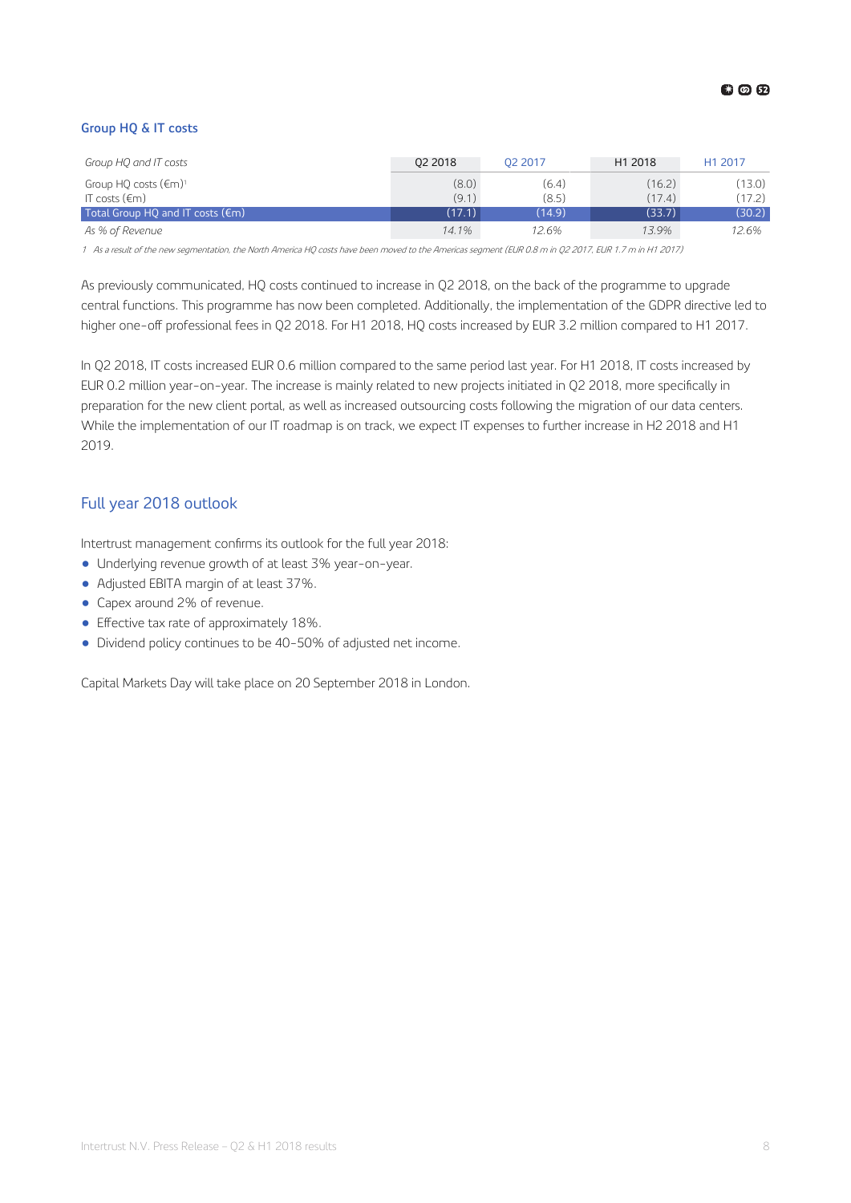### Group HQ & IT costs

| *Group HQ and IT costs* | Q2 2018 | Q2 2017 | H1 2018 | H1 2017 |
|---|---|---|---|---|
| Group HQ costs (€m)[1] | (8.0) | (6.4) | (16.2) | (13.0) |
| IT costs (€m) | (9.1) | (8.5) | (17.4) | (17.2) |
| Total Group HQ and IT costs (€m) | (17.1) | (14.9) | (33.7) | (30.2) |
| *As % of Revenue* | *14.1%* | *12.6%* | *13.9%* | *12.6%* |

*1 As a result of the new segmentation, the North America HQ costs have been moved to the Americas segment (EUR 0.8 m in Q2 2017, EUR 1.7 m in H1 2017)*

As previously communicated, HQ costs continued to increase in Q2 2018, on the back of the programme to upgrade central functions. This programme has now been completed. Additionally, the implementation of the GDPR directive led to higher one-off professional fees in Q2 2018. For H1 2018, HQ costs increased by EUR 3.2 million compared to H1 2017.

In Q2 2018, IT costs increased EUR 0.6 million compared to the same period last year. For H1 2018, IT costs increased by EUR 0.2 million year-on-year. The increase is mainly related to new projects initiated in Q2 2018, more specifically in preparation for the new client portal, as well as increased outsourcing costs following the migration of our data centers. While the implementation of our IT roadmap is on track, we expect IT expenses to further increase in H2 2018 and H1 2019.

## Full year 2018 outlook

Intertrust management confirms its outlook for the full year 2018:

- Underlying revenue growth of at least 3% year-on-year.
- Adjusted EBITA margin of at least 37%.
- Capex around 2% of revenue.
- Effective tax rate of approximately 18%.
- Dividend policy continues to be 40-50% of adjusted net income.

Capital Markets Day will take place on 20 September 2018 in London.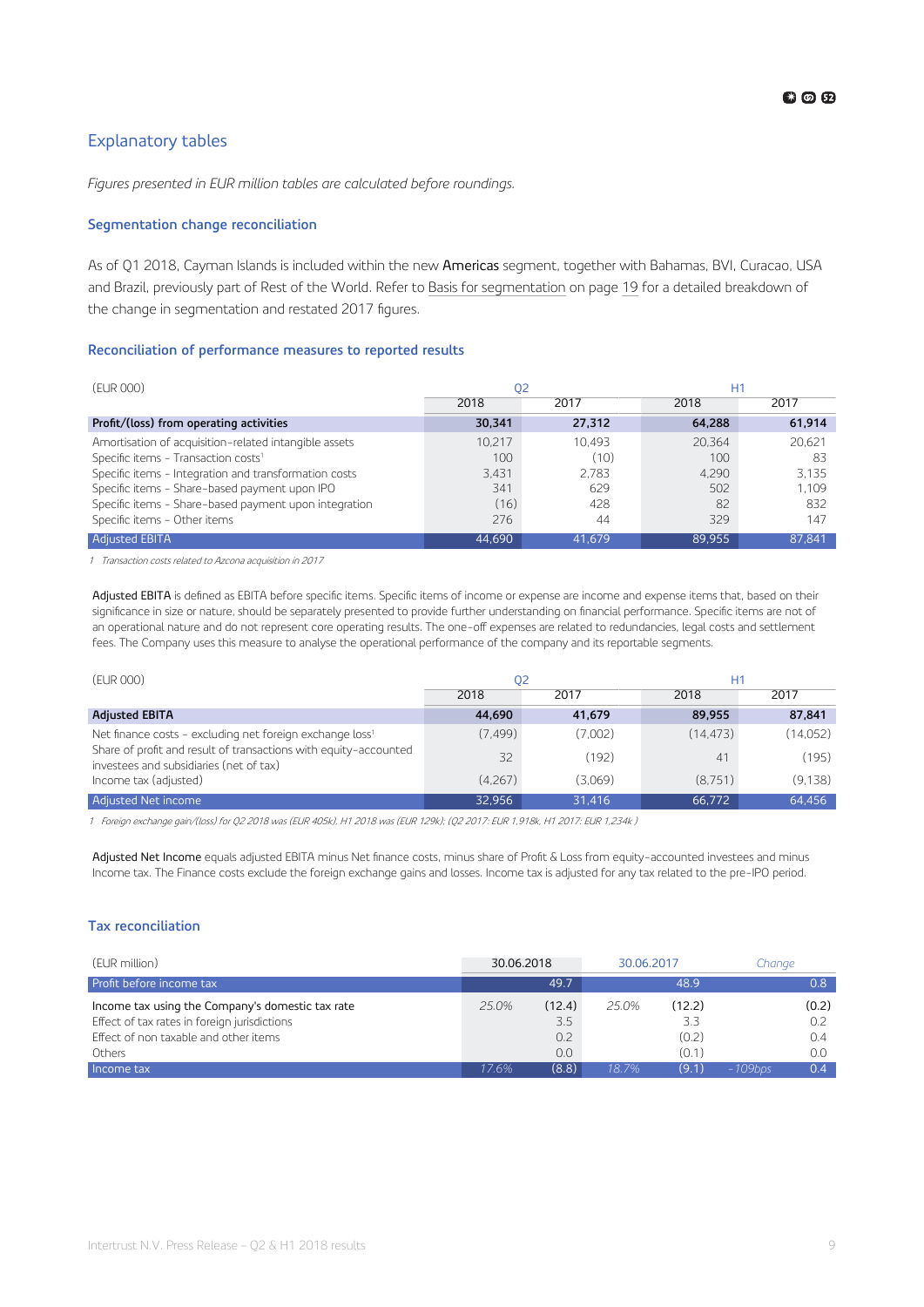## Explanatory tables

*Figures presented in EUR million tables are calculated before roundings.*

### Segmentation change reconciliation

As of Q1 2018, Cayman Islands is included within the new **Americas** segment, together with Bahamas, BVI, Curacao, USA and Brazil, previously part of Rest of the World. Refer to Basis for segmentation on page 19 for a detailed breakdown of the change in segmentation and restated 2017 figures.

### Reconciliation of performance measures to reported results

| (EUR 000) | Q2 | | H1 | |
|---|---|---|---|---|
| | 2018 | 2017 | 2018 | 2017 |
| **Profit/(loss) from operating activities** | **30,341** | **27,312** | **64,288** | **61,914** |
| Amortisation of acquisition-related intangible assets | 10,217 | 10,493 | 20,364 | 20,621 |
| Specific items - Transaction costs[1] | 100 | (10) | 100 | 83 |
| Specific items - Integration and transformation costs | 3,431 | 2,783 | 4,290 | 3,135 |
| Specific items - Share-based payment upon IPO | 341 | 629 | 502 | 1,109 |
| Specific items - Share-based payment upon integration | (16) | 428 | 82 | 832 |
| Specific items - Other items | 276 | 44 | 329 | 147 |
| Adjusted EBITA | 44,690 | 41,679 | 89,955 | 87,841 |

*1 Transaction costs related to Azcona acquisition in 2017*

**Adjusted EBITA** is defined as EBITA before specific items. Specific items of income or expense are income and expense items that, based on their significance in size or nature, should be separately presented to provide further understanding on financial performance. Specific items are not of an operational nature and do not represent core operating results. The one-off expenses are related to redundancies, legal costs and settlement fees. The Company uses this measure to analyse the operational performance of the company and its reportable segments.

| (EUR 000) | Q2 | | H1 | |
|---|---|---|---|---|
| | 2018 | 2017 | 2018 | 2017 |
| **Adjusted EBITA** | **44,690** | **41,679** | **89,955** | **87,841** |
| Net finance costs - excluding net foreign exchange loss[1] | (7,499) | (7,002) | (14,473) | (14,052) |
| Share of profit and result of transactions with equity-accounted investees and subsidiaries (net of tax) | 32 | (192) | 41 | (195) |
| Income tax (adjusted) | (4,267) | (3,069) | (8,751) | (9,138) |
| Adjusted Net income | 32,956 | 31,416 | 66,772 | 64,456 |

*1 Foreign exchange gain/(loss) for Q2 2018 was (EUR 405k), H1 2018 was (EUR 129k); (Q2 2017: EUR 1,918k, H1 2017: EUR 1,234k )*

**Adjusted Net Income** equals adjusted EBITA minus Net finance costs, minus share of Profit & Loss from equity-accounted investees and minus Income tax. The Finance costs exclude the foreign exchange gains and losses. Income tax is adjusted for any tax related to the pre-IPO period.

### Tax reconciliation

| (EUR million) | 30.06.2018 | | 30.06.2017 | | *Change* | |
|---|---|---|---|---|---|---|
| Profit before income tax | | 49.7 | | 48.9 | | 0.8 |
| Income tax using the Company's domestic tax rate | *25.0%* | (12.4) | *25.0%* | (12.2) | | (0.2) |
| Effect of tax rates in foreign jurisdictions | | 3.5 | | 3.3 | | 0.2 |
| Effect of non taxable and other items | | 0.2 | | (0.2) | | 0.4 |
| Others | | 0.0 | | (0.1) | | 0.0 |
| Income tax | *17.6%* | (8.8) | *18.7%* | (9.1) | *-109bps* | 0.4 |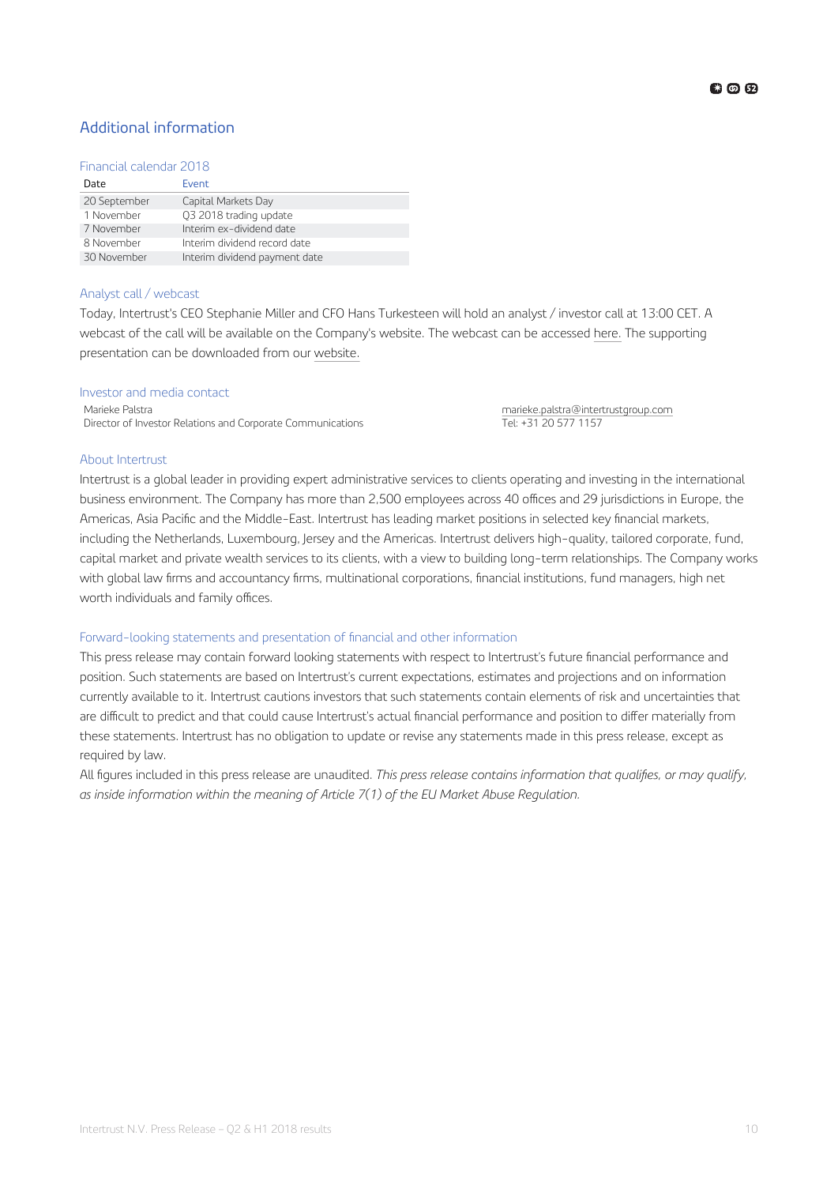## Additional information

### Financial calendar 2018

| Date | Event |
| --- | --- |
| 20 September | Capital Markets Day |
| 1 November | Q3 2018 trading update |
| 7 November | Interim ex-dividend date |
| 8 November | Interim dividend record date |
| 30 November | Interim dividend payment date |

### Analyst call / webcast

Today, Intertrust's CEO Stephanie Miller and CFO Hans Turkesteen will hold an analyst / investor call at 13:00 CET. A webcast of the call will be available on the Company's website. The webcast can be accessed here. The supporting presentation can be downloaded from our website.

### Investor and media contact

Marieke Palstra
Director of Investor Relations and Corporate Communications

marieke.palstra@intertrustgroup.com
Tel: +31 20 577 1157

### About Intertrust

Intertrust is a global leader in providing expert administrative services to clients operating and investing in the international business environment. The Company has more than 2,500 employees across 40 offices and 29 jurisdictions in Europe, the Americas, Asia Pacific and the Middle-East. Intertrust has leading market positions in selected key financial markets, including the Netherlands, Luxembourg, Jersey and the Americas. Intertrust delivers high-quality, tailored corporate, fund, capital market and private wealth services to its clients, with a view to building long-term relationships. The Company works with global law firms and accountancy firms, multinational corporations, financial institutions, fund managers, high net worth individuals and family offices.

### Forward-looking statements and presentation of financial and other information

This press release may contain forward looking statements with respect to Intertrust's future financial performance and position. Such statements are based on Intertrust's current expectations, estimates and projections and on information currently available to it. Intertrust cautions investors that such statements contain elements of risk and uncertainties that are difficult to predict and that could cause Intertrust's actual financial performance and position to differ materially from these statements. Intertrust has no obligation to update or revise any statements made in this press release, except as required by law.

All figures included in this press release are unaudited. *This press release contains information that qualifies, or may qualify, as inside information within the meaning of Article 7(1) of the EU Market Abuse Regulation.*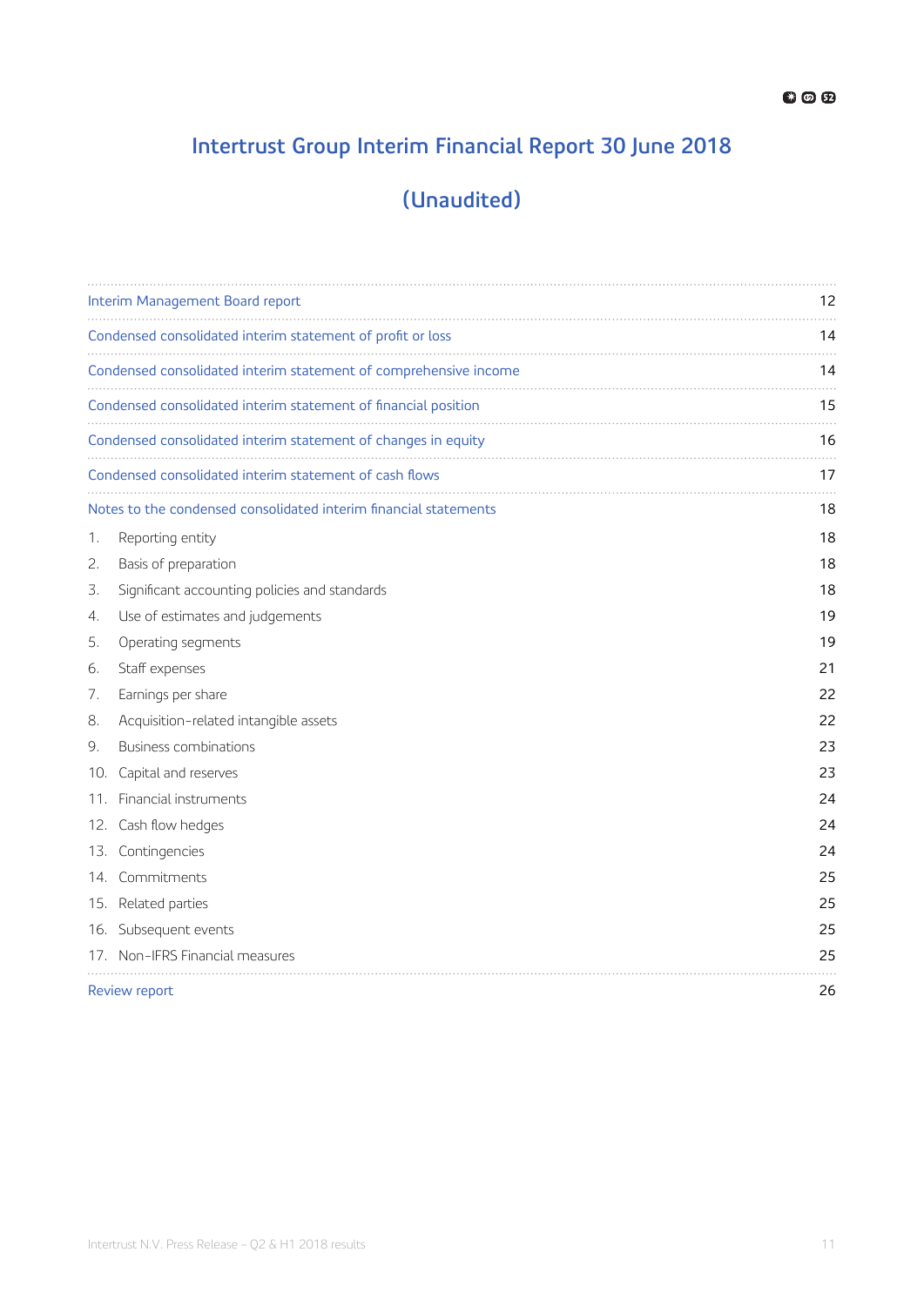# Intertrust Group Interim Financial Report 30 June 2018

# (Unaudited)

| | |
|---|---|
| Interim Management Board report | 12 |
| Condensed consolidated interim statement of profit or loss | 14 |
| Condensed consolidated interim statement of comprehensive income | 14 |
| Condensed consolidated interim statement of financial position | 15 |
| Condensed consolidated interim statement of changes in equity | 16 |
| Condensed consolidated interim statement of cash flows | 17 |
| Notes to the condensed consolidated interim financial statements | 18 |
| 1. Reporting entity | 18 |
| 2. Basis of preparation | 18 |
| 3. Significant accounting policies and standards | 18 |
| 4. Use of estimates and judgements | 19 |
| 5. Operating segments | 19 |
| 6. Staff expenses | 21 |
| 7. Earnings per share | 22 |
| 8. Acquisition-related intangible assets | 22 |
| 9. Business combinations | 23 |
| 10. Capital and reserves | 23 |
| 11. Financial instruments | 24 |
| 12. Cash flow hedges | 24 |
| 13. Contingencies | 24 |
| 14. Commitments | 25 |
| 15. Related parties | 25 |
| 16. Subsequent events | 25 |
| 17. Non-IFRS Financial measures | 25 |
| Review report | 26 |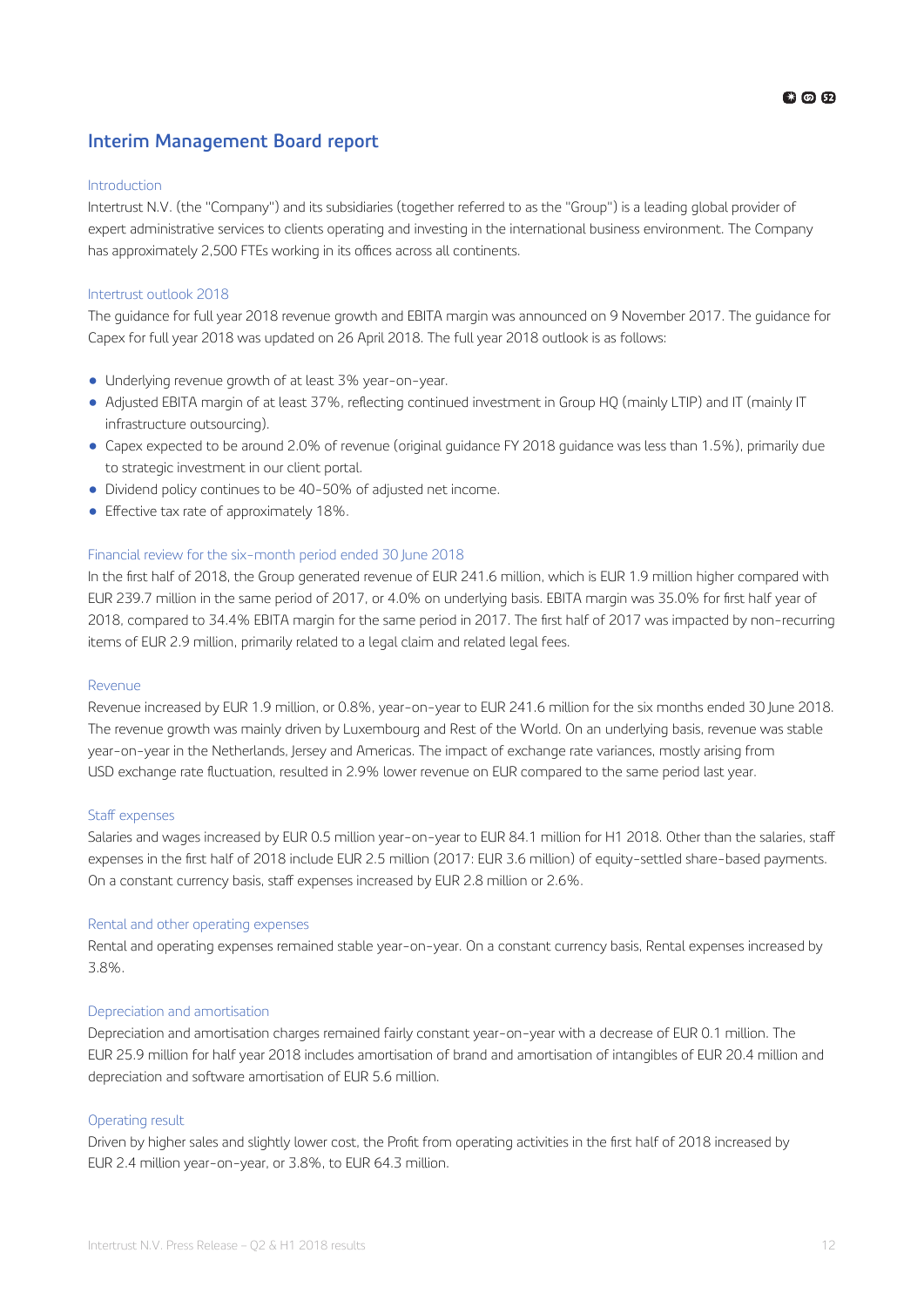# Interim Management Board report

## Introduction

Intertrust N.V. (the "Company") and its subsidiaries (together referred to as the "Group") is a leading global provider of expert administrative services to clients operating and investing in the international business environment. The Company has approximately 2,500 FTEs working in its offices across all continents.

## Intertrust outlook 2018

The guidance for full year 2018 revenue growth and EBITA margin was announced on 9 November 2017. The guidance for Capex for full year 2018 was updated on 26 April 2018. The full year 2018 outlook is as follows:

- Underlying revenue growth of at least 3% year-on-year.
- Adjusted EBITA margin of at least 37%, reflecting continued investment in Group HQ (mainly LTIP) and IT (mainly IT infrastructure outsourcing).
- Capex expected to be around 2.0% of revenue (original guidance FY 2018 guidance was less than 1.5%), primarily due to strategic investment in our client portal.
- Dividend policy continues to be 40-50% of adjusted net income.
- Effective tax rate of approximately 18%.

## Financial review for the six-month period ended 30 June 2018

In the first half of 2018, the Group generated revenue of EUR 241.6 million, which is EUR 1.9 million higher compared with EUR 239.7 million in the same period of 2017, or 4.0% on underlying basis. EBITA margin was 35.0% for first half year of 2018, compared to 34.4% EBITA margin for the same period in 2017. The first half of 2017 was impacted by non-recurring items of EUR 2.9 million, primarily related to a legal claim and related legal fees.

## Revenue

Revenue increased by EUR 1.9 million, or 0.8%, year-on-year to EUR 241.6 million for the six months ended 30 June 2018. The revenue growth was mainly driven by Luxembourg and Rest of the World. On an underlying basis, revenue was stable year-on-year in the Netherlands, Jersey and Americas. The impact of exchange rate variances, mostly arising from USD exchange rate fluctuation, resulted in 2.9% lower revenue on EUR compared to the same period last year.

## Staff expenses

Salaries and wages increased by EUR 0.5 million year-on-year to EUR 84.1 million for H1 2018. Other than the salaries, staff expenses in the first half of 2018 include EUR 2.5 million (2017: EUR 3.6 million) of equity-settled share-based payments. On a constant currency basis, staff expenses increased by EUR 2.8 million or 2.6%.

## Rental and other operating expenses

Rental and operating expenses remained stable year-on-year. On a constant currency basis, Rental expenses increased by 3.8%.

## Depreciation and amortisation

Depreciation and amortisation charges remained fairly constant year-on-year with a decrease of EUR 0.1 million. The EUR 25.9 million for half year 2018 includes amortisation of brand and amortisation of intangibles of EUR 20.4 million and depreciation and software amortisation of EUR 5.6 million.

## Operating result

Driven by higher sales and slightly lower cost, the Profit from operating activities in the first half of 2018 increased by EUR 2.4 million year-on-year, or 3.8%, to EUR 64.3 million.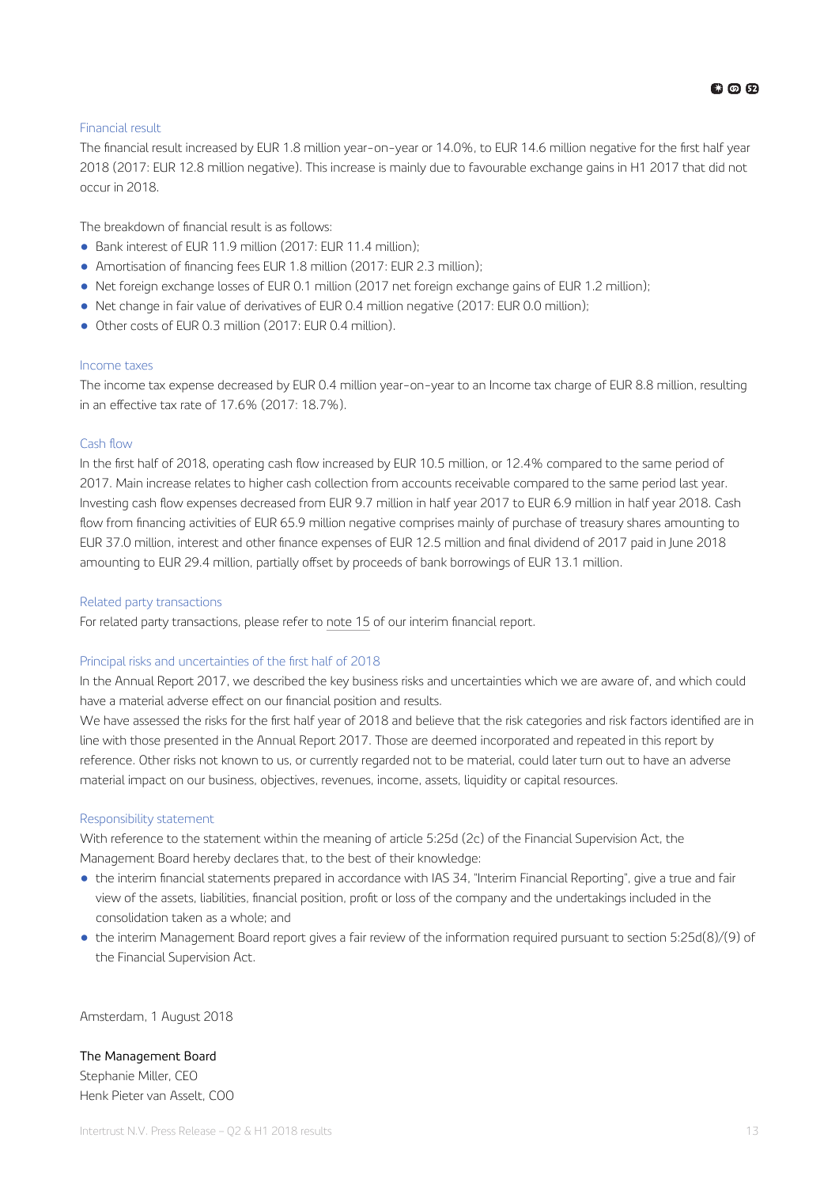### Financial result

The financial result increased by EUR 1.8 million year-on-year or 14.0%, to EUR 14.6 million negative for the first half year 2018 (2017: EUR 12.8 million negative). This increase is mainly due to favourable exchange gains in H1 2017 that did not occur in 2018.

The breakdown of financial result is as follows:

- Bank interest of EUR 11.9 million (2017: EUR 11.4 million);
- Amortisation of financing fees EUR 1.8 million (2017: EUR 2.3 million);
- Net foreign exchange losses of EUR 0.1 million (2017 net foreign exchange gains of EUR 1.2 million);
- Net change in fair value of derivatives of EUR 0.4 million negative (2017: EUR 0.0 million);
- Other costs of EUR 0.3 million (2017: EUR 0.4 million).

### Income taxes

The income tax expense decreased by EUR 0.4 million year-on-year to an Income tax charge of EUR 8.8 million, resulting in an effective tax rate of 17.6% (2017: 18.7%).

### Cash flow

In the first half of 2018, operating cash flow increased by EUR 10.5 million, or 12.4% compared to the same period of 2017. Main increase relates to higher cash collection from accounts receivable compared to the same period last year. Investing cash flow expenses decreased from EUR 9.7 million in half year 2017 to EUR 6.9 million in half year 2018. Cash flow from financing activities of EUR 65.9 million negative comprises mainly of purchase of treasury shares amounting to EUR 37.0 million, interest and other finance expenses of EUR 12.5 million and final dividend of 2017 paid in June 2018 amounting to EUR 29.4 million, partially offset by proceeds of bank borrowings of EUR 13.1 million.

### Related party transactions

For related party transactions, please refer to note 15 of our interim financial report.

### Principal risks and uncertainties of the first half of 2018

In the Annual Report 2017, we described the key business risks and uncertainties which we are aware of, and which could have a material adverse effect on our financial position and results.

We have assessed the risks for the first half year of 2018 and believe that the risk categories and risk factors identified are in line with those presented in the Annual Report 2017. Those are deemed incorporated and repeated in this report by reference. Other risks not known to us, or currently regarded not to be material, could later turn out to have an adverse material impact on our business, objectives, revenues, income, assets, liquidity or capital resources.

### Responsibility statement

With reference to the statement within the meaning of article 5:25d (2c) of the Financial Supervision Act, the Management Board hereby declares that, to the best of their knowledge:

- the interim financial statements prepared in accordance with IAS 34, "Interim Financial Reporting", give a true and fair view of the assets, liabilities, financial position, profit or loss of the company and the undertakings included in the consolidation taken as a whole; and
- the interim Management Board report gives a fair review of the information required pursuant to section 5:25d(8)/(9) of the Financial Supervision Act.

Amsterdam, 1 August 2018

The Management Board
Stephanie Miller, CEO
Henk Pieter van Asselt, COO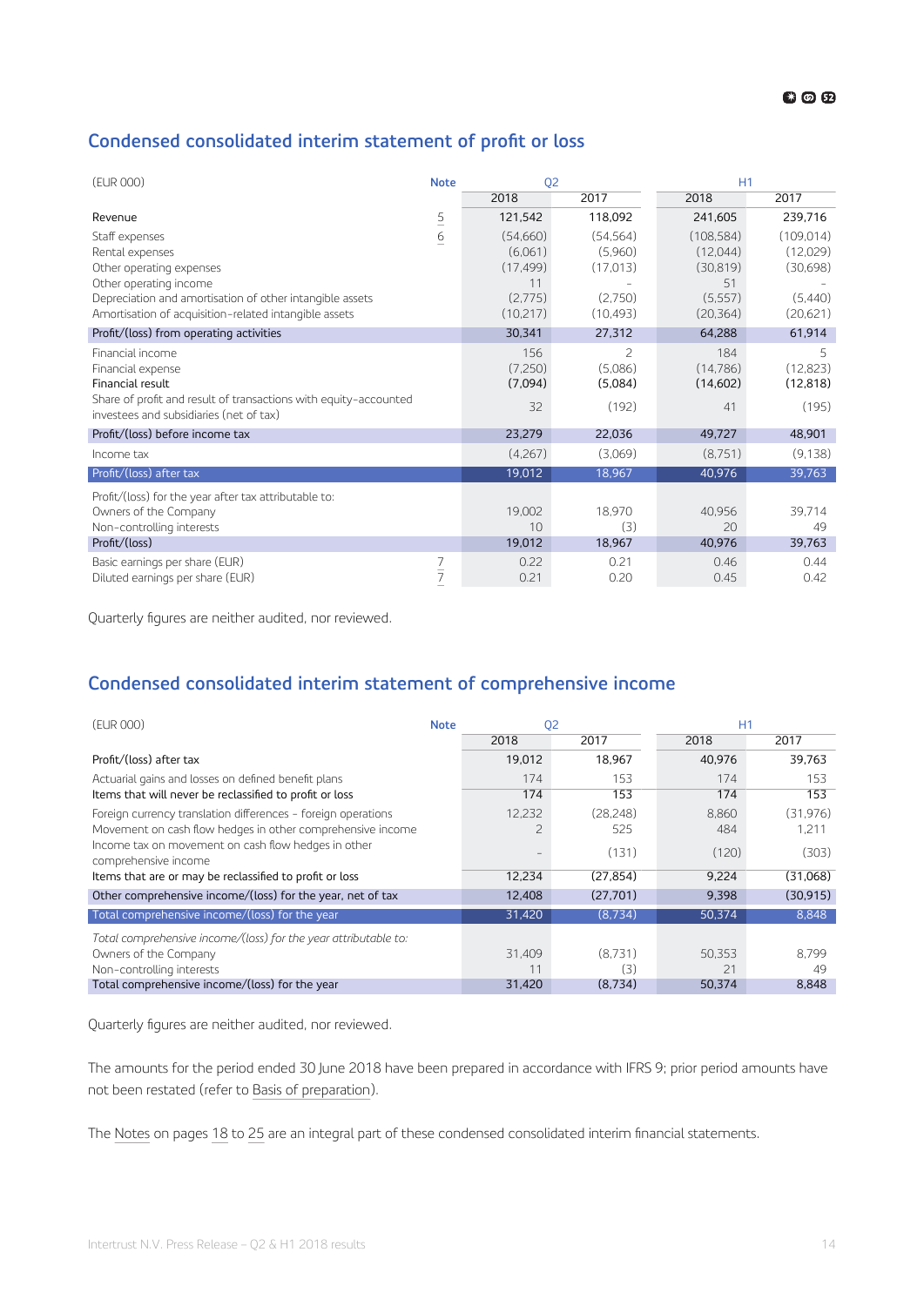## Condensed consolidated interim statement of profit or loss

| (EUR 000) | Note | Q2 | | H1 | |
|---|---|---|---|---|---|
| | | 2018 | 2017 | 2018 | 2017 |
| Revenue | 5 | 121,542 | 118,092 | 241,605 | 239,716 |
| Staff expenses | 6 | (54,660) | (54,564) | (108,584) | (109,014) |
| Rental expenses | | (6,061) | (5,960) | (12,044) | (12,029) |
| Other operating expenses | | (17,499) | (17,013) | (30,819) | (30,698) |
| Other operating income | | 11 | - | 51 | - |
| Depreciation and amortisation of other intangible assets | | (2,775) | (2,750) | (5,557) | (5,440) |
| Amortisation of acquisition-related intangible assets | | (10,217) | (10,493) | (20,364) | (20,621) |
| Profit/(loss) from operating activities | | 30,341 | 27,312 | 64,288 | 61,914 |
| Financial income | | 156 | 2 | 184 | 5 |
| Financial expense | | (7,250) | (5,086) | (14,786) | (12,823) |
| Financial result | | (7,094) | (5,084) | (14,602) | (12,818) |
| Share of profit and result of transactions with equity-accounted investees and subsidiaries (net of tax) | | 32 | (192) | 41 | (195) |
| Profit/(loss) before income tax | | 23,279 | 22,036 | 49,727 | 48,901 |
| Income tax | | (4,267) | (3,069) | (8,751) | (9,138) |
| Profit/(loss) after tax | | 19,012 | 18,967 | 40,976 | 39,763 |
| Profit/(loss) for the year after tax attributable to: | | | | | |
| Owners of the Company | | 19,002 | 18,970 | 40,956 | 39,714 |
| Non-controlling interests | | 10 | (3) | 20 | 49 |
| Profit/(loss) | | 19,012 | 18,967 | 40,976 | 39,763 |
| Basic earnings per share (EUR) | 7 | 0.22 | 0.21 | 0.46 | 0.44 |
| Diluted earnings per share (EUR) | 7 | 0.21 | 0.20 | 0.45 | 0.42 |

Quarterly figures are neither audited, nor reviewed.

## Condensed consolidated interim statement of comprehensive income

| (EUR 000) | Note | Q2 | | H1 | |
|---|---|---|---|---|---|
| | | 2018 | 2017 | 2018 | 2017 |
| Profit/(loss) after tax | | 19,012 | 18,967 | 40,976 | 39,763 |
| Actuarial gains and losses on defined benefit plans | | 174 | 153 | 174 | 153 |
| Items that will never be reclassified to profit or loss | | 174 | 153 | 174 | 153 |
| Foreign currency translation differences - foreign operations | | 12,232 | (28,248) | 8,860 | (31,976) |
| Movement on cash flow hedges in other comprehensive income | | 2 | 525 | 484 | 1,211 |
| Income tax on movement on cash flow hedges in other comprehensive income | | - | (131) | (120) | (303) |
| Items that are or may be reclassified to profit or loss | | 12,234 | (27,854) | 9,224 | (31,068) |
| Other comprehensive income/(loss) for the year, net of tax | | 12,408 | (27,701) | 9,398 | (30,915) |
| Total comprehensive income/(loss) for the year | | 31,420 | (8,734) | 50,374 | 8,848 |
| *Total comprehensive income/(loss) for the year attributable to:* | | | | | |
| Owners of the Company | | 31,409 | (8,731) | 50,353 | 8,799 |
| Non-controlling interests | | 11 | (3) | 21 | 49 |
| Total comprehensive income/(loss) for the year | | 31,420 | (8,734) | 50,374 | 8,848 |

Quarterly figures are neither audited, nor reviewed.

The amounts for the period ended 30 June 2018 have been prepared in accordance with IFRS 9; prior period amounts have not been restated (refer to Basis of preparation).

The Notes on pages 18 to 25 are an integral part of these condensed consolidated interim financial statements.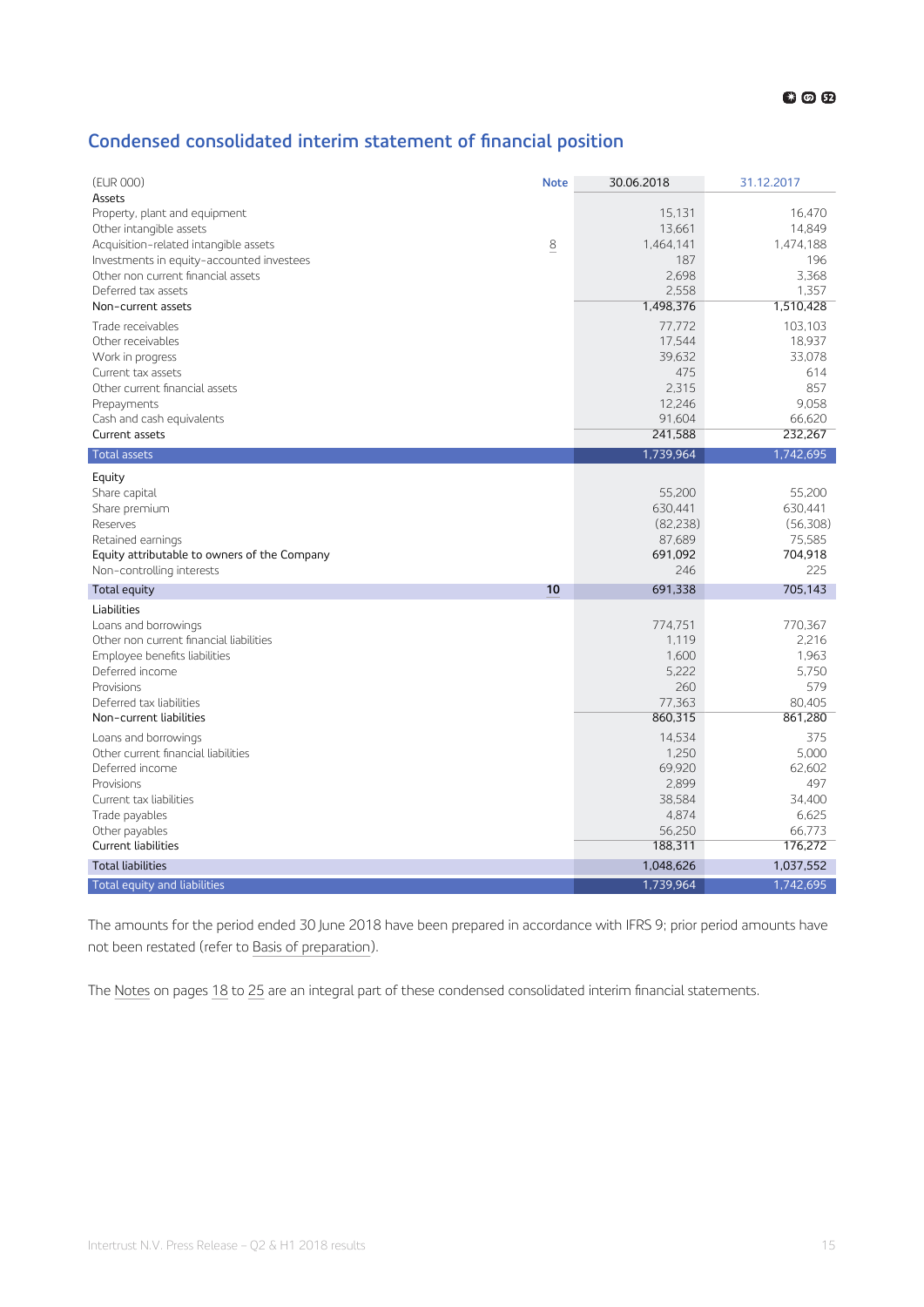## Condensed consolidated interim statement of financial position

| (EUR 000) | Note | 30.06.2018 | 31.12.2017 |
|---|---|---|---|
| **Assets** | | | |
| Property, plant and equipment | | 15,131 | 16,470 |
| Other intangible assets | | 13,661 | 14,849 |
| Acquisition-related intangible assets | 8 | 1,464,141 | 1,474,188 |
| Investments in equity-accounted investees | | 187 | 196 |
| Other non current financial assets | | 2,698 | 3,368 |
| Deferred tax assets | | 2,558 | 1,357 |
| Non-current assets | | 1,498,376 | 1,510,428 |
| Trade receivables | | 77,772 | 103,103 |
| Other receivables | | 17,544 | 18,937 |
| Work in progress | | 39,632 | 33,078 |
| Current tax assets | | 475 | 614 |
| Other current financial assets | | 2,315 | 857 |
| Prepayments | | 12,246 | 9,058 |
| Cash and cash equivalents | | 91,604 | 66,620 |
| Current assets | | 241,588 | 232,267 |
| **Total assets** | | 1,739,964 | 1,742,695 |
| **Equity** | | | |
| Share capital | | 55,200 | 55,200 |
| Share premium | | 630,441 | 630,441 |
| Reserves | | (82,238) | (56,308) |
| Retained earnings | | 87,689 | 75,585 |
| Equity attributable to owners of the Company | | 691,092 | 704,918 |
| Non-controlling interests | | 246 | 225 |
| **Total equity** | 10 | 691,338 | 705,143 |
| **Liabilities** | | | |
| Loans and borrowings | | 774,751 | 770,367 |
| Other non current financial liabilities | | 1,119 | 2,216 |
| Employee benefits liabilities | | 1,600 | 1,963 |
| Deferred income | | 5,222 | 5,750 |
| Provisions | | 260 | 579 |
| Deferred tax liabilities | | 77,363 | 80,405 |
| Non-current liabilities | | 860,315 | 861,280 |
| Loans and borrowings | | 14,534 | 375 |
| Other current financial liabilities | | 1,250 | 5,000 |
| Deferred income | | 69,920 | 62,602 |
| Provisions | | 2,899 | 497 |
| Current tax liabilities | | 38,584 | 34,400 |
| Trade payables | | 4,874 | 6,625 |
| Other payables | | 56,250 | 66,773 |
| Current liabilities | | 188,311 | 176,272 |
| **Total liabilities** | | 1,048,626 | 1,037,552 |
| **Total equity and liabilities** | | 1,739,964 | 1,742,695 |

The amounts for the period ended 30 June 2018 have been prepared in accordance with IFRS 9; prior period amounts have not been restated (refer to Basis of preparation).

The Notes on pages 18 to 25 are an integral part of these condensed consolidated interim financial statements.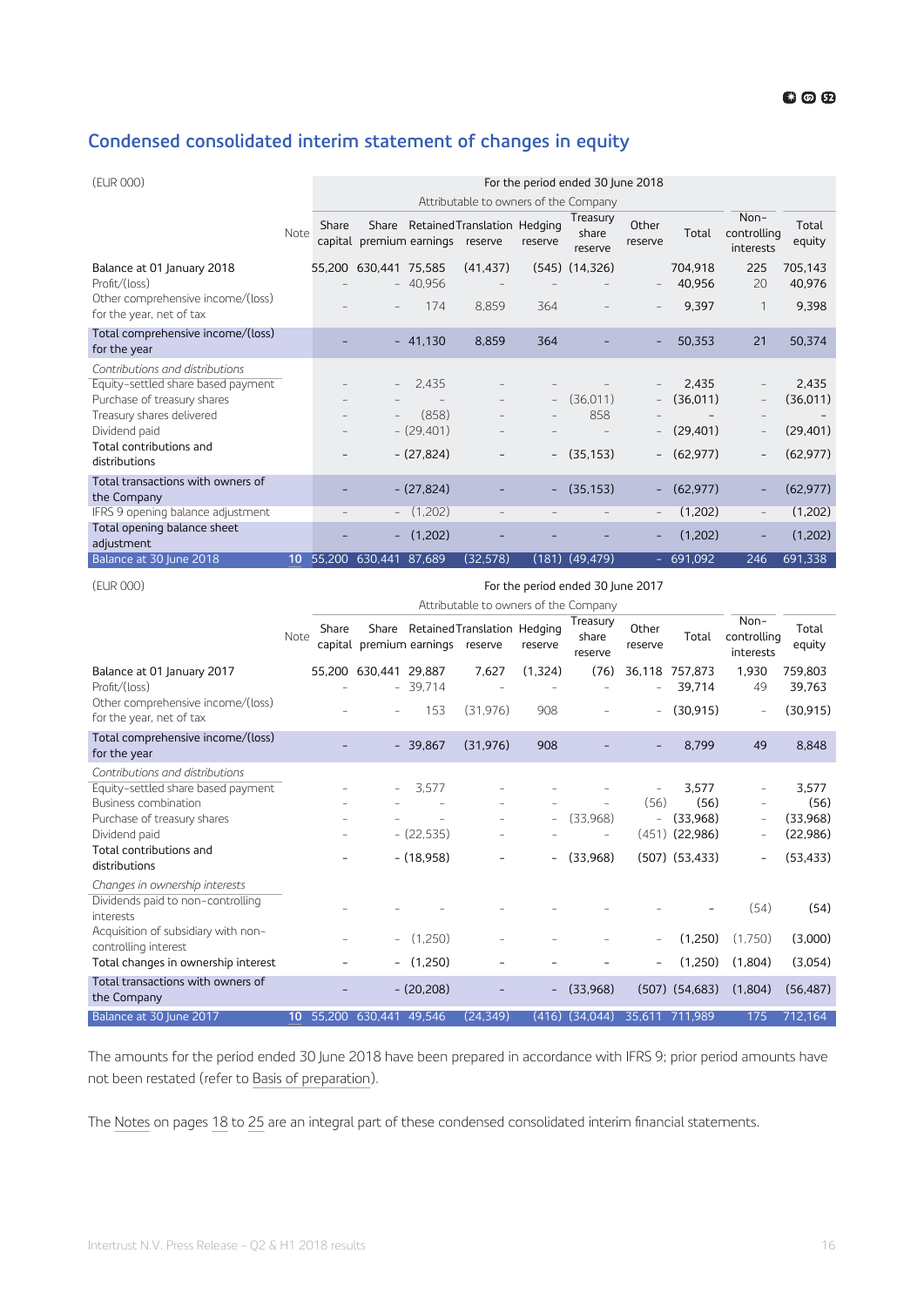## Condensed consolidated interim statement of changes in equity

| (EUR 000) | | For the period ended 30 June 2018 | | | | | | | | | |
|---|---|---|---|---|---|---|---|---|---|---|---|
| | | Attributable to owners of the Company | | | | | | | | | |
| | Note | Share capital | Share premium | Retained earnings | Translation reserve | Hedging reserve | Treasury share reserve | Other reserve | Total | Non-controlling interests | Total equity |
| Balance at 01 January 2018 | | 55,200 | 630,441 | 75,585 | (41,437) | (545) | (14,326) | | 704,918 | 225 | 705,143 |
| Profit/(loss) | | – | – | 40,956 | – | – | – | – | 40,956 | 20 | 40,976 |
| Other comprehensive income/(loss) for the year, net of tax | | – | – | 174 | 8,859 | 364 | – | – | 9,397 | 1 | 9,398 |
| Total comprehensive income/(loss) for the year | | – | – | 41,130 | 8,859 | 364 | – | – | 50,353 | 21 | 50,374 |
| *Contributions and distributions* | | | | | | | | | | | |
| Equity-settled share based payment | | – | – | 2,435 | – | – | – | – | 2,435 | – | 2,435 |
| Purchase of treasury shares | | – | – | – | – | – | (36,011) | – | (36,011) | – | (36,011) |
| Treasury shares delivered | | – | – | (858) | – | – | 858 | – | – | – | – |
| Dividend paid | | – | – | (29,401) | – | – | – | – | (29,401) | – | (29,401) |
| Total contributions and distributions | | – | – | (27,824) | – | – | (35,153) | – | (62,977) | – | (62,977) |
| Total transactions with owners of the Company | | – | – | (27,824) | – | – | (35,153) | – | (62,977) | – | (62,977) |
| IFRS 9 opening balance adjustment | | – | – | (1,202) | – | – | – | – | (1,202) | – | (1,202) |
| Total opening balance sheet adjustment | | – | – | (1,202) | – | – | – | – | (1,202) | – | (1,202) |
| Balance at 30 June 2018 | 10 | 55,200 | 630,441 | 87,689 | (32,578) | (181) | (49,479) | – | 691,092 | 246 | 691,338 |

| (EUR 000) | | For the period ended 30 June 2017 | | | | | | | | | |
|---|---|---|---|---|---|---|---|---|---|---|---|
| | | Attributable to owners of the Company | | | | | | | | | |
| | Note | Share capital | Share premium | Retained earnings | Translation reserve | Hedging reserve | Treasury share reserve | Other reserve | Total | Non-controlling interests | Total equity |
| Balance at 01 January 2017 | | 55,200 | 630,441 | 29,887 | 7,627 | (1,324) | (76) | 36,118 | 757,873 | 1,930 | 759,803 |
| Profit/(loss) | | – | – | 39,714 | – | – | – | – | 39,714 | 49 | 39,763 |
| Other comprehensive income/(loss) for the year, net of tax | | – | – | 153 | (31,976) | 908 | – | – | (30,915) | – | (30,915) |
| Total comprehensive income/(loss) for the year | | – | – | 39,867 | (31,976) | 908 | – | – | 8,799 | 49 | 8,848 |
| *Contributions and distributions* | | | | | | | | | | | |
| Equity-settled share based payment | | – | – | 3,577 | – | – | – | – | 3,577 | – | 3,577 |
| Business combination | | – | – | – | – | – | – | (56) | (56) | – | (56) |
| Purchase of treasury shares | | – | – | – | – | – | (33,968) | – | (33,968) | – | (33,968) |
| Dividend paid | | – | – | (22,535) | – | – | – | (451) | (22,986) | – | (22,986) |
| Total contributions and distributions | | – | – | (18,958) | – | – | (33,968) | (507) | (53,433) | – | (53,433) |
| *Changes in ownership interests* | | | | | | | | | | | |
| Dividends paid to non-controlling interests | | – | – | – | – | – | – | – | – | (54) | (54) |
| Acquisition of subsidiary with non-controlling interest | | – | – | (1,250) | – | – | – | – | (1,250) | (1,750) | (3,000) |
| Total changes in ownership interest | | – | – | (1,250) | – | – | – | – | (1,250) | (1,804) | (3,054) |
| Total transactions with owners of the Company | | – | – | (20,208) | – | – | (33,968) | (507) | (54,683) | (1,804) | (56,487) |
| Balance at 30 June 2017 | 10 | 55,200 | 630,441 | 49,546 | (24,349) | (416) | (34,044) | 35,611 | 711,989 | 175 | 712,164 |

The amounts for the period ended 30 June 2018 have been prepared in accordance with IFRS 9; prior period amounts have not been restated (refer to Basis of preparation).

The Notes on pages 18 to 25 are an integral part of these condensed consolidated interim financial statements.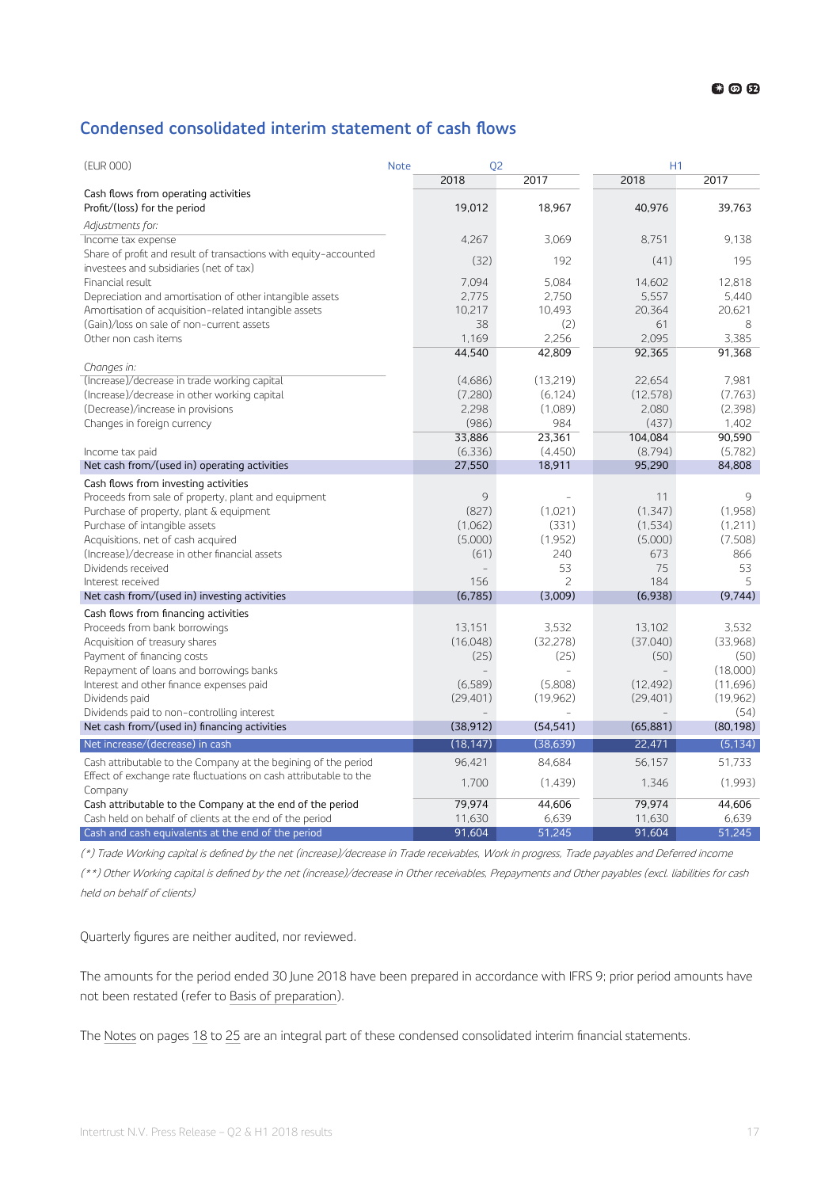## Condensed consolidated interim statement of cash flows

| (EUR 000) | Note | Q2 2018 | Q2 2017 | H1 2018 | H1 2017 |
|---|---|---|---|---|---|
| **Cash flows from operating activities** | | | | | |
| Profit/(loss) for the period | | 19,012 | 18,967 | 40,976 | 39,763 |
| *Adjustments for:* | | | | | |
| Income tax expense | | 4,267 | 3,069 | 8,751 | 9,138 |
| Share of profit and result of transactions with equity-accounted investees and subsidiaries (net of tax) | | (32) | 192 | (41) | 195 |
| Financial result | | 7,094 | 5,084 | 14,602 | 12,818 |
| Depreciation and amortisation of other intangible assets | | 2,775 | 2,750 | 5,557 | 5,440 |
| Amortisation of acquisition-related intangible assets | | 10,217 | 10,493 | 20,364 | 20,621 |
| (Gain)/loss on sale of non-current assets | | 38 | (2) | 61 | 8 |
| Other non cash items | | 1,169 | 2,256 | 2,095 | 3,385 |
| | | 44,540 | 42,809 | 92,365 | 91,368 |
| *Changes in:* | | | | | |
| (Increase)/decrease in trade working capital | | (4,686) | (13,219) | 22,654 | 7,981 |
| (Increase)/decrease in other working capital | | (7,280) | (6,124) | (12,578) | (7,763) |
| (Decrease)/increase in provisions | | 2,298 | (1,089) | 2,080 | (2,398) |
| Changes in foreign currency | | (986) | 984 | (437) | 1,402 |
| | | 33,886 | 23,361 | 104,084 | 90,590 |
| Income tax paid | | (6,336) | (4,450) | (8,794) | (5,782) |
| **Net cash from/(used in) operating activities** | | 27,550 | 18,911 | 95,290 | 84,808 |
| **Cash flows from investing activities** | | | | | |
| Proceeds from sale of property, plant and equipment | | 9 | - | 11 | 9 |
| Purchase of property, plant & equipment | | (827) | (1,021) | (1,347) | (1,958) |
| Purchase of intangible assets | | (1,062) | (331) | (1,534) | (1,211) |
| Acquisitions, net of cash acquired | | (5,000) | (1,952) | (5,000) | (7,508) |
| (Increase)/decrease in other financial assets | | (61) | 240 | 673 | 866 |
| Dividends received | | - | 53 | 75 | 53 |
| Interest received | | 156 | 2 | 184 | 5 |
| **Net cash from/(used in) investing activities** | | (6,785) | (3,009) | (6,938) | (9,744) |
| **Cash flows from financing activities** | | | | | |
| Proceeds from bank borrowings | | 13,151 | 3,532 | 13,102 | 3,532 |
| Acquisition of treasury shares | | (16,048) | (32,278) | (37,040) | (33,968) |
| Payment of financing costs | | (25) | (25) | (50) | (50) |
| Repayment of loans and borrowings banks | | - | - | - | (18,000) |
| Interest and other finance expenses paid | | (6,589) | (5,808) | (12,492) | (11,696) |
| Dividends paid | | (29,401) | (19,962) | (29,401) | (19,962) |
| Dividends paid to non-controlling interest | | - | - | - | (54) |
| **Net cash from/(used in) financing activities** | | (38,912) | (54,541) | (65,881) | (80,198) |
| **Net increase/(decrease) in cash** | | (18,147) | (38,639) | 22,471 | (5,134) |
| Cash attributable to the Company at the begining of the period | | 96,421 | 84,684 | 56,157 | 51,733 |
| Effect of exchange rate fluctuations on cash attributable to the Company | | 1,700 | (1,439) | 1,346 | (1,993) |
| Cash attributable to the Company at the end of the period | | 79,974 | 44,606 | 79,974 | 44,606 |
| Cash held on behalf of clients at the end of the period | | 11,630 | 6,639 | 11,630 | 6,639 |
| **Cash and cash equivalents at the end of the period** | | 91,604 | 51,245 | 91,604 | 51,245 |

*(\*) Trade Working capital is defined by the net (increase)/decrease in Trade receivables, Work in progress, Trade payables and Deferred income*

*(\*\*) Other Working capital is defined by the net (increase)/decrease in Other receivables, Prepayments and Other payables (excl. liabilities for cash held on behalf of clients)*

Quarterly figures are neither audited, nor reviewed.

The amounts for the period ended 30 June 2018 have been prepared in accordance with IFRS 9; prior period amounts have not been restated (refer to Basis of preparation).

The Notes on pages 18 to 25 are an integral part of these condensed consolidated interim financial statements.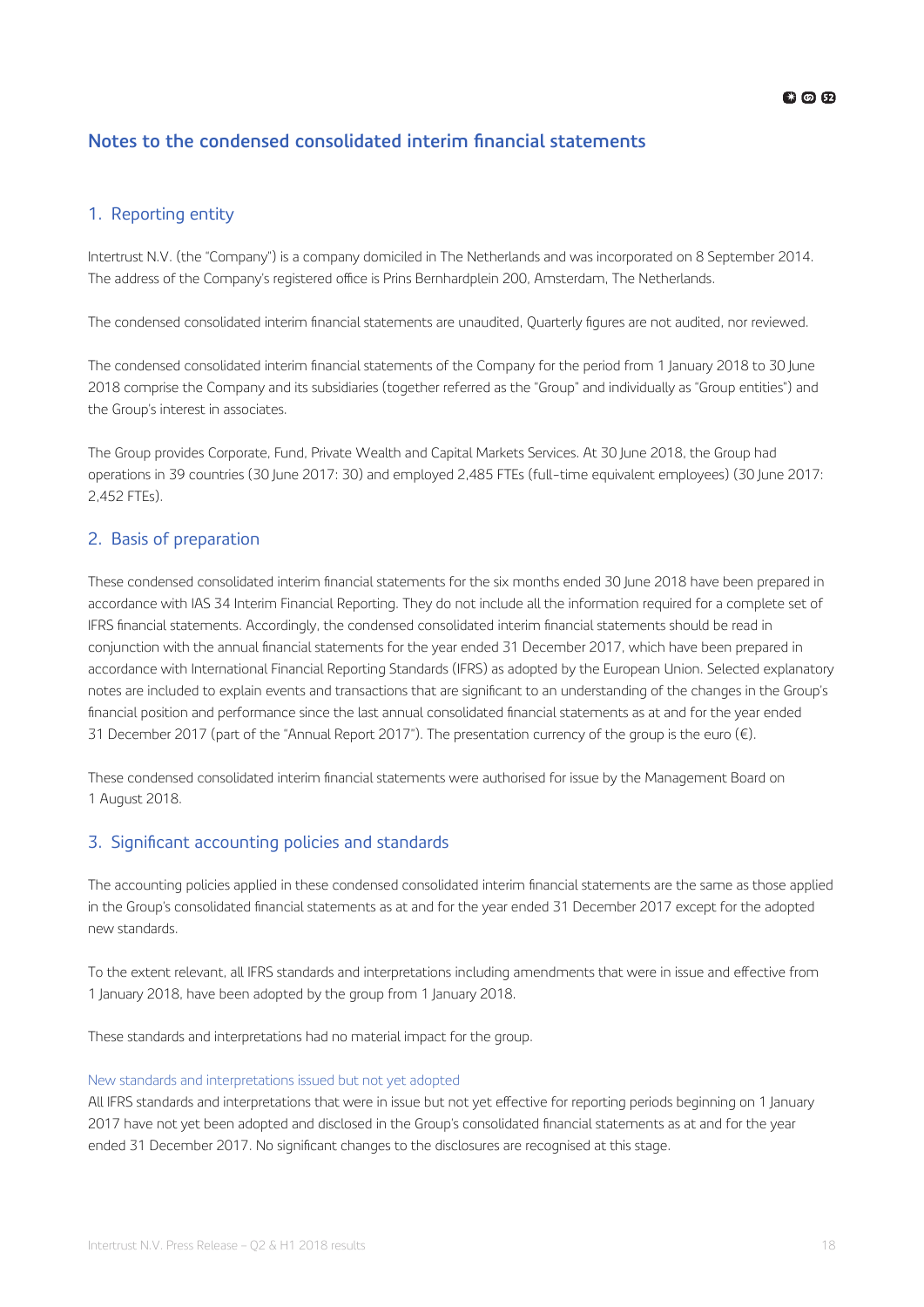# Notes to the condensed consolidated interim financial statements

## 1. Reporting entity

Intertrust N.V. (the "Company") is a company domiciled in The Netherlands and was incorporated on 8 September 2014. The address of the Company's registered office is Prins Bernhardplein 200, Amsterdam, The Netherlands.

The condensed consolidated interim financial statements are unaudited, Quarterly figures are not audited, nor reviewed.

The condensed consolidated interim financial statements of the Company for the period from 1 January 2018 to 30 June 2018 comprise the Company and its subsidiaries (together referred as the "Group" and individually as "Group entities") and the Group's interest in associates.

The Group provides Corporate, Fund, Private Wealth and Capital Markets Services. At 30 June 2018, the Group had operations in 39 countries (30 June 2017: 30) and employed 2,485 FTEs (full-time equivalent employees) (30 June 2017: 2,452 FTEs).

## 2. Basis of preparation

These condensed consolidated interim financial statements for the six months ended 30 June 2018 have been prepared in accordance with IAS 34 Interim Financial Reporting. They do not include all the information required for a complete set of IFRS financial statements. Accordingly, the condensed consolidated interim financial statements should be read in conjunction with the annual financial statements for the year ended 31 December 2017, which have been prepared in accordance with International Financial Reporting Standards (IFRS) as adopted by the European Union. Selected explanatory notes are included to explain events and transactions that are significant to an understanding of the changes in the Group's financial position and performance since the last annual consolidated financial statements as at and for the year ended 31 December 2017 (part of the "Annual Report 2017"). The presentation currency of the group is the euro (€).

These condensed consolidated interim financial statements were authorised for issue by the Management Board on 1 August 2018.

## 3. Significant accounting policies and standards

The accounting policies applied in these condensed consolidated interim financial statements are the same as those applied in the Group's consolidated financial statements as at and for the year ended 31 December 2017 except for the adopted new standards.

To the extent relevant, all IFRS standards and interpretations including amendments that were in issue and effective from 1 January 2018, have been adopted by the group from 1 January 2018.

These standards and interpretations had no material impact for the group.

### New standards and interpretations issued but not yet adopted

All IFRS standards and interpretations that were in issue but not yet effective for reporting periods beginning on 1 January 2017 have not yet been adopted and disclosed in the Group's consolidated financial statements as at and for the year ended 31 December 2017. No significant changes to the disclosures are recognised at this stage.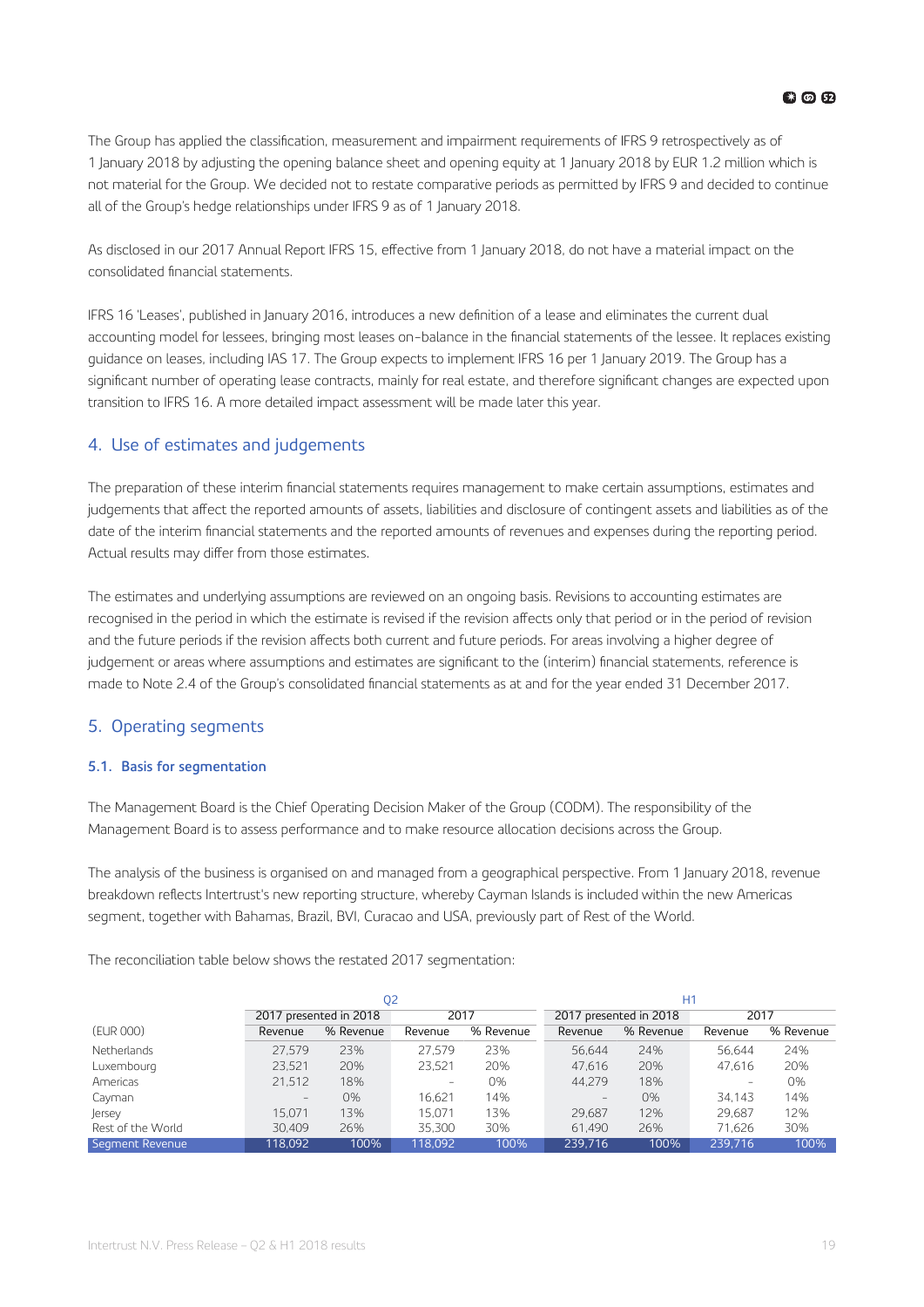The Group has applied the classification, measurement and impairment requirements of IFRS 9 retrospectively as of 1 January 2018 by adjusting the opening balance sheet and opening equity at 1 January 2018 by EUR 1.2 million which is not material for the Group. We decided not to restate comparative periods as permitted by IFRS 9 and decided to continue all of the Group's hedge relationships under IFRS 9 as of 1 January 2018.

As disclosed in our 2017 Annual Report IFRS 15, effective from 1 January 2018, do not have a material impact on the consolidated financial statements.

IFRS 16 'Leases', published in January 2016, introduces a new definition of a lease and eliminates the current dual accounting model for lessees, bringing most leases on-balance in the financial statements of the lessee. It replaces existing guidance on leases, including IAS 17. The Group expects to implement IFRS 16 per 1 January 2019. The Group has a significant number of operating lease contracts, mainly for real estate, and therefore significant changes are expected upon transition to IFRS 16. A more detailed impact assessment will be made later this year.

## 4. Use of estimates and judgements

The preparation of these interim financial statements requires management to make certain assumptions, estimates and judgements that affect the reported amounts of assets, liabilities and disclosure of contingent assets and liabilities as of the date of the interim financial statements and the reported amounts of revenues and expenses during the reporting period. Actual results may differ from those estimates.

The estimates and underlying assumptions are reviewed on an ongoing basis. Revisions to accounting estimates are recognised in the period in which the estimate is revised if the revision affects only that period or in the period of revision and the future periods if the revision affects both current and future periods. For areas involving a higher degree of judgement or areas where assumptions and estimates are significant to the (interim) financial statements, reference is made to Note 2.4 of the Group's consolidated financial statements as at and for the year ended 31 December 2017.

## 5. Operating segments

### 5.1. Basis for segmentation

The Management Board is the Chief Operating Decision Maker of the Group (CODM). The responsibility of the Management Board is to assess performance and to make resource allocation decisions across the Group.

The analysis of the business is organised on and managed from a geographical perspective. From 1 January 2018, revenue breakdown reflects Intertrust's new reporting structure, whereby Cayman Islands is included within the new Americas segment, together with Bahamas, Brazil, BVI, Curacao and USA, previously part of Rest of the World.

The reconciliation table below shows the restated 2017 segmentation:

| | Q2 | | | | H1 | | | |
|---|---|---|---|---|---|---|---|---|
| | 2017 presented in 2018 | | 2017 | | 2017 presented in 2018 | | 2017 | |
| (EUR 000) | Revenue | % Revenue | Revenue | % Revenue | Revenue | % Revenue | Revenue | % Revenue |
| Netherlands | 27,579 | 23% | 27,579 | 23% | 56,644 | 24% | 56,644 | 24% |
| Luxembourg | 23,521 | 20% | 23,521 | 20% | 47,616 | 20% | 47,616 | 20% |
| Americas | 21,512 | 18% | - | 0% | 44,279 | 18% | - | 0% |
| Cayman | - | 0% | 16,621 | 14% | - | 0% | 34,143 | 14% |
| Jersey | 15,071 | 13% | 15,071 | 13% | 29,687 | 12% | 29,687 | 12% |
| Rest of the World | 30,409 | 26% | 35,300 | 30% | 61,490 | 26% | 71,626 | 30% |
| Segment Revenue | 118,092 | 100% | 118,092 | 100% | 239,716 | 100% | 239,716 | 100% |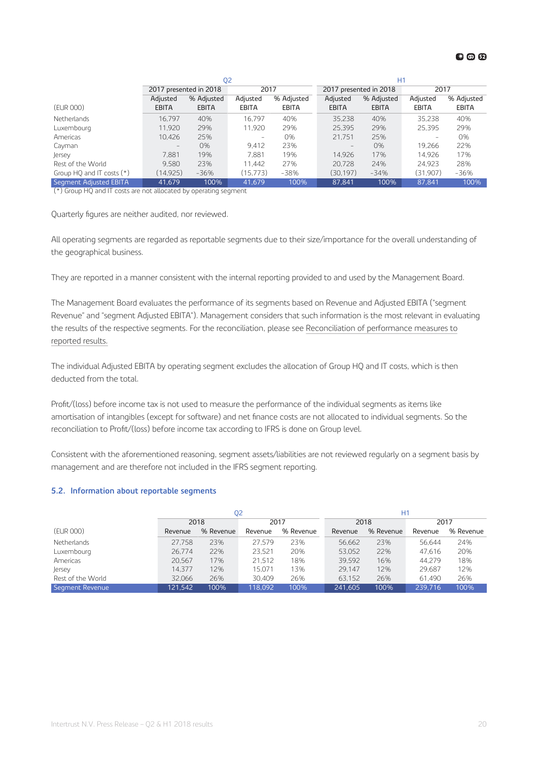| (EUR 000) | Q2 | | | | H1 | | | |
|---|---|---|---|---|---|---|---|---|
| | 2017 presented in 2018 | | 2017 | | 2017 presented in 2018 | | 2017 | |
| | Adjusted EBITA | % Adjusted EBITA | Adjusted EBITA | % Adjusted EBITA | Adjusted EBITA | % Adjusted EBITA | Adjusted EBITA | % Adjusted EBITA |
| Netherlands | 16,797 | 40% | 16,797 | 40% | 35,238 | 40% | 35,238 | 40% |
| Luxembourg | 11,920 | 29% | 11,920 | 29% | 25,395 | 29% | 25,395 | 29% |
| Americas | 10,426 | 25% | – | 0% | 21,751 | 25% | – | 0% |
| Cayman | – | 0% | 9,412 | 23% | – | 0% | 19,266 | 22% |
| Jersey | 7,881 | 19% | 7,881 | 19% | 14,926 | 17% | 14,926 | 17% |
| Rest of the World | 9,580 | 23% | 11,442 | 27% | 20,728 | 24% | 24,923 | 28% |
| Group HQ and IT costs (*) | (14,925) | -36% | (15,773) | -38% | (30,197) | -34% | (31,907) | -36% |
| Segment Adjusted EBITA | 41,679 | 100% | 41,679 | 100% | 87,841 | 100% | 87,841 | 100% |

(*) Group HQ and IT costs are not allocated by operating segment

Quarterly figures are neither audited, nor reviewed.

All operating segments are regarded as reportable segments due to their size/importance for the overall understanding of the geographical business.

They are reported in a manner consistent with the internal reporting provided to and used by the Management Board.

The Management Board evaluates the performance of its segments based on Revenue and Adjusted EBITA ("segment Revenue" and "segment Adjusted EBITA"). Management considers that such information is the most relevant in evaluating the results of the respective segments. For the reconciliation, please see Reconciliation of performance measures to reported results.

The individual Adjusted EBITA by operating segment excludes the allocation of Group HQ and IT costs, which is then deducted from the total.

Profit/(loss) before income tax is not used to measure the performance of the individual segments as items like amortisation of intangibles (except for software) and net finance costs are not allocated to individual segments. So the reconciliation to Profit/(loss) before income tax according to IFRS is done on Group level.

Consistent with the aforementioned reasoning, segment assets/liabilities are not reviewed regularly on a segment basis by management and are therefore not included in the IFRS segment reporting.

### 5.2. Information about reportable segments

| (EUR 000) | Q2 | | | | H1 | | | |
|---|---|---|---|---|---|---|---|---|
| | 2018 | | 2017 | | 2018 | | 2017 | |
| | Revenue | % Revenue | Revenue | % Revenue | Revenue | % Revenue | Revenue | % Revenue |
| Netherlands | 27,758 | 23% | 27,579 | 23% | 56,662 | 23% | 56,644 | 24% |
| Luxembourg | 26,774 | 22% | 23,521 | 20% | 53,052 | 22% | 47,616 | 20% |
| Americas | 20,567 | 17% | 21,512 | 18% | 39,592 | 16% | 44,279 | 18% |
| Jersey | 14,377 | 12% | 15,071 | 13% | 29,147 | 12% | 29,687 | 12% |
| Rest of the World | 32,066 | 26% | 30,409 | 26% | 63,152 | 26% | 61,490 | 26% |
| Segment Revenue | 121,542 | 100% | 118,092 | 100% | 241,605 | 100% | 239,716 | 100% |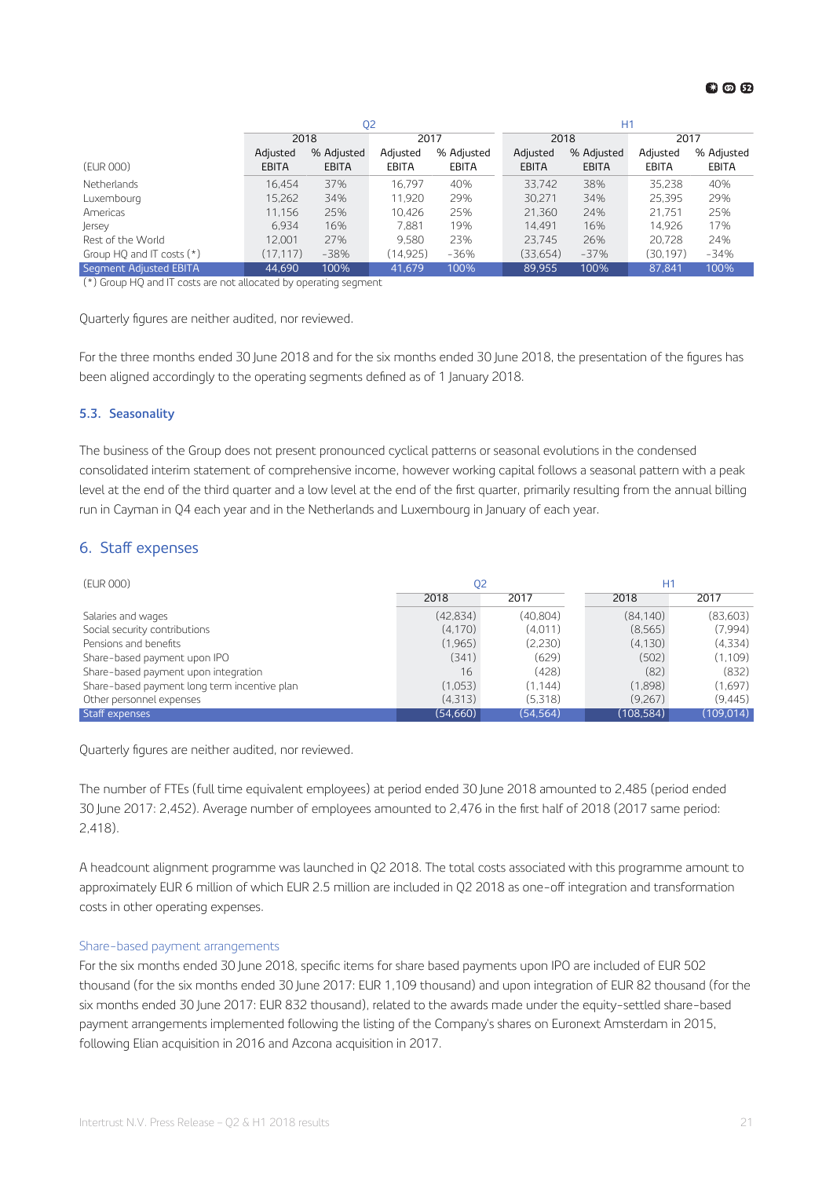| (EUR 000) | Q2 | | | | H1 | | | |
|---|---|---|---|---|---|---|---|---|
| | 2018 | | 2017 | | 2018 | | 2017 | |
| | Adjusted EBITA | % Adjusted EBITA | Adjusted EBITA | % Adjusted EBITA | Adjusted EBITA | % Adjusted EBITA | Adjusted EBITA | % Adjusted EBITA |
| Netherlands | 16,454 | 37% | 16,797 | 40% | 33,742 | 38% | 35,238 | 40% |
| Luxembourg | 15,262 | 34% | 11,920 | 29% | 30,271 | 34% | 25,395 | 29% |
| Americas | 11,156 | 25% | 10,426 | 25% | 21,360 | 24% | 21,751 | 25% |
| Jersey | 6,934 | 16% | 7,881 | 19% | 14,491 | 16% | 14,926 | 17% |
| Rest of the World | 12,001 | 27% | 9,580 | 23% | 23,745 | 26% | 20,728 | 24% |
| Group HQ and IT costs (*) | (17,117) | -38% | (14,925) | -36% | (33,654) | -37% | (30,197) | -34% |
| Segment Adjusted EBITA | 44,690 | 100% | 41,679 | 100% | 89,955 | 100% | 87,841 | 100% |

(*) Group HQ and IT costs are not allocated by operating segment

Quarterly figures are neither audited, nor reviewed.

For the three months ended 30 June 2018 and for the six months ended 30 June 2018, the presentation of the figures has been aligned accordingly to the operating segments defined as of 1 January 2018.

### 5.3. Seasonality

The business of the Group does not present pronounced cyclical patterns or seasonal evolutions in the condensed consolidated interim statement of comprehensive income, however working capital follows a seasonal pattern with a peak level at the end of the third quarter and a low level at the end of the first quarter, primarily resulting from the annual billing run in Cayman in Q4 each year and in the Netherlands and Luxembourg in January of each year.

## 6. Staff expenses

| (EUR 000) | Q2 | | H1 | |
|---|---|---|---|---|
| | 2018 | 2017 | 2018 | 2017 |
| Salaries and wages | (42,834) | (40,804) | (84,140) | (83,603) |
| Social security contributions | (4,170) | (4,011) | (8,565) | (7,994) |
| Pensions and benefits | (1,965) | (2,230) | (4,130) | (4,334) |
| Share-based payment upon IPO | (341) | (629) | (502) | (1,109) |
| Share-based payment upon integration | 16 | (428) | (82) | (832) |
| Share-based payment long term incentive plan | (1,053) | (1,144) | (1,898) | (1,697) |
| Other personnel expenses | (4,313) | (5,318) | (9,267) | (9,445) |
| Staff expenses | (54,660) | (54,564) | (108,584) | (109,014) |

Quarterly figures are neither audited, nor reviewed.

The number of FTEs (full time equivalent employees) at period ended 30 June 2018 amounted to 2,485 (period ended 30 June 2017: 2,452). Average number of employees amounted to 2,476 in the first half of 2018 (2017 same period: 2,418).

A headcount alignment programme was launched in Q2 2018. The total costs associated with this programme amount to approximately EUR 6 million of which EUR 2.5 million are included in Q2 2018 as one-off integration and transformation costs in other operating expenses.

#### Share-based payment arrangements

For the six months ended 30 June 2018, specific items for share based payments upon IPO are included of EUR 502 thousand (for the six months ended 30 June 2017: EUR 1,109 thousand) and upon integration of EUR 82 thousand (for the six months ended 30 June 2017: EUR 832 thousand), related to the awards made under the equity-settled share-based payment arrangements implemented following the listing of the Company's shares on Euronext Amsterdam in 2015, following Elian acquisition in 2016 and Azcona acquisition in 2017.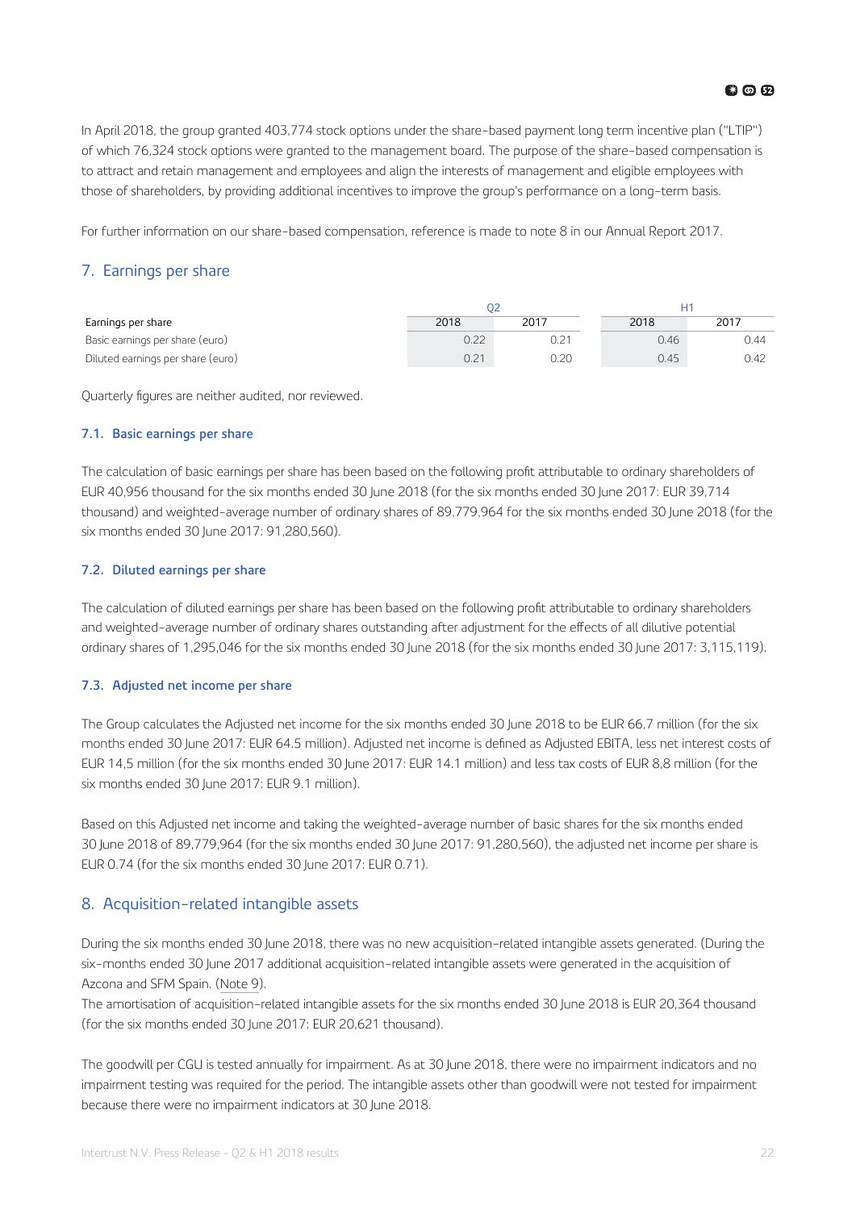In April 2018, the group granted 403,774 stock options under the share-based payment long term incentive plan ("LTIP") of which 76,324 stock options were granted to the management board. The purpose of the share-based compensation is to attract and retain management and employees and align the interests of management and eligible employees with those of shareholders, by providing additional incentives to improve the group's performance on a long-term basis.

For further information on our share-based compensation, reference is made to note 8 in our Annual Report 2017.

## 7. Earnings per share

| | Q2 | | H1 | |
|---|---|---|---|---|
| Earnings per share | 2018 | 2017 | 2018 | 2017 |
| Basic earnings per share (euro) | 0.22 | 0.21 | 0.46 | 0.44 |
| Diluted earnings per share (euro) | 0.21 | 0.20 | 0.45 | 0.42 |

Quarterly figures are neither audited, nor reviewed.

### 7.1. Basic earnings per share

The calculation of basic earnings per share has been based on the following profit attributable to ordinary shareholders of EUR 40,956 thousand for the six months ended 30 June 2018 (for the six months ended 30 June 2017: EUR 39,714 thousand) and weighted-average number of ordinary shares of 89,779,964 for the six months ended 30 June 2018 (for the six months ended 30 June 2017: 91,280,560).

### 7.2. Diluted earnings per share

The calculation of diluted earnings per share has been based on the following profit attributable to ordinary shareholders and weighted-average number of ordinary shares outstanding after adjustment for the effects of all dilutive potential ordinary shares of 1,295,046 for the six months ended 30 June 2018 (for the six months ended 30 June 2017: 3,115,119).

### 7.3. Adjusted net income per share

The Group calculates the Adjusted net income for the six months ended 30 June 2018 to be EUR 66,7 million (for the six months ended 30 June 2017: EUR 64.5 million). Adjusted net income is defined as Adjusted EBITA, less net interest costs of EUR 14,5 million (for the six months ended 30 June 2017: EUR 14.1 million) and less tax costs of EUR 8,8 million (for the six months ended 30 June 2017: EUR 9.1 million).

Based on this Adjusted net income and taking the weighted-average number of basic shares for the six months ended 30 June 2018 of 89,779,964 (for the six months ended 30 June 2017: 91,280,560), the adjusted net income per share is EUR 0.74 (for the six months ended 30 June 2017: EUR 0.71).

## 8. Acquisition-related intangible assets

During the six months ended 30 June 2018, there was no new acquisition-related intangible assets generated. (During the six-months ended 30 June 2017 additional acquisition-related intangible assets were generated in the acquisition of Azcona and SFM Spain. (Note 9).
The amortisation of acquisition-related intangible assets for the six months ended 30 June 2018 is EUR 20,364 thousand (for the six months ended 30 June 2017: EUR 20,621 thousand).

The goodwill per CGU is tested annually for impairment. As at 30 June 2018, there were no impairment indicators and no impairment testing was required for the period. The intangible assets other than goodwill were not tested for impairment because there were no impairment indicators at 30 June 2018.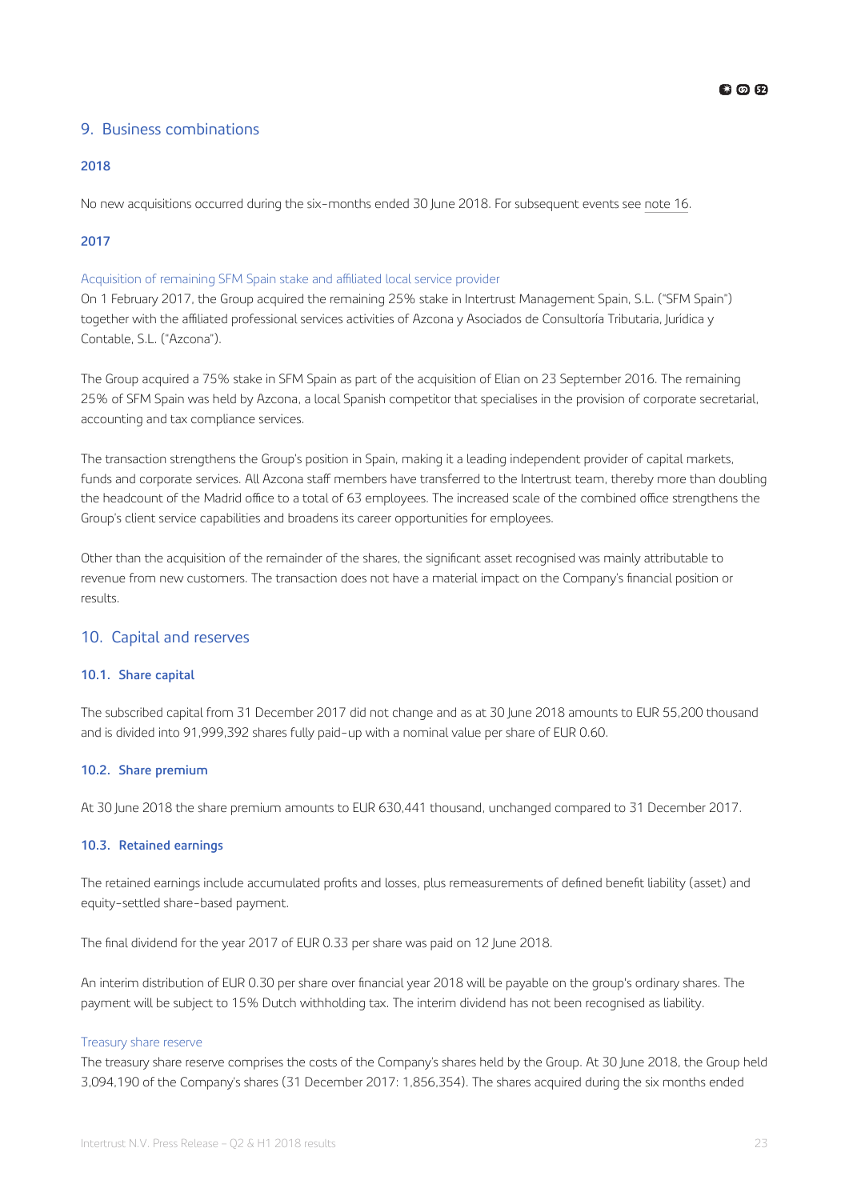## 9. Business combinations

### 2018

No new acquisitions occurred during the six-months ended 30 June 2018. For subsequent events see note 16.

### 2017

#### Acquisition of remaining SFM Spain stake and affiliated local service provider

On 1 February 2017, the Group acquired the remaining 25% stake in Intertrust Management Spain, S.L. ("SFM Spain") together with the affiliated professional services activities of Azcona y Asociados de Consultoría Tributaria, Jurídica y Contable, S.L. ("Azcona").

The Group acquired a 75% stake in SFM Spain as part of the acquisition of Elian on 23 September 2016. The remaining 25% of SFM Spain was held by Azcona, a local Spanish competitor that specialises in the provision of corporate secretarial, accounting and tax compliance services.

The transaction strengthens the Group's position in Spain, making it a leading independent provider of capital markets, funds and corporate services. All Azcona staff members have transferred to the Intertrust team, thereby more than doubling the headcount of the Madrid office to a total of 63 employees. The increased scale of the combined office strengthens the Group's client service capabilities and broadens its career opportunities for employees.

Other than the acquisition of the remainder of the shares, the significant asset recognised was mainly attributable to revenue from new customers. The transaction does not have a material impact on the Company's financial position or results.

## 10. Capital and reserves

### 10.1. Share capital

The subscribed capital from 31 December 2017 did not change and as at 30 June 2018 amounts to EUR 55,200 thousand and is divided into 91,999,392 shares fully paid-up with a nominal value per share of EUR 0.60.

### 10.2. Share premium

At 30 June 2018 the share premium amounts to EUR 630,441 thousand, unchanged compared to 31 December 2017.

### 10.3. Retained earnings

The retained earnings include accumulated profits and losses, plus remeasurements of defined benefit liability (asset) and equity-settled share-based payment.

The final dividend for the year 2017 of EUR 0.33 per share was paid on 12 June 2018.

An interim distribution of EUR 0.30 per share over financial year 2018 will be payable on the group's ordinary shares. The payment will be subject to 15% Dutch withholding tax. The interim dividend has not been recognised as liability.

#### Treasury share reserve

The treasury share reserve comprises the costs of the Company's shares held by the Group. At 30 June 2018, the Group held 3,094,190 of the Company's shares (31 December 2017: 1,856,354). The shares acquired during the six months ended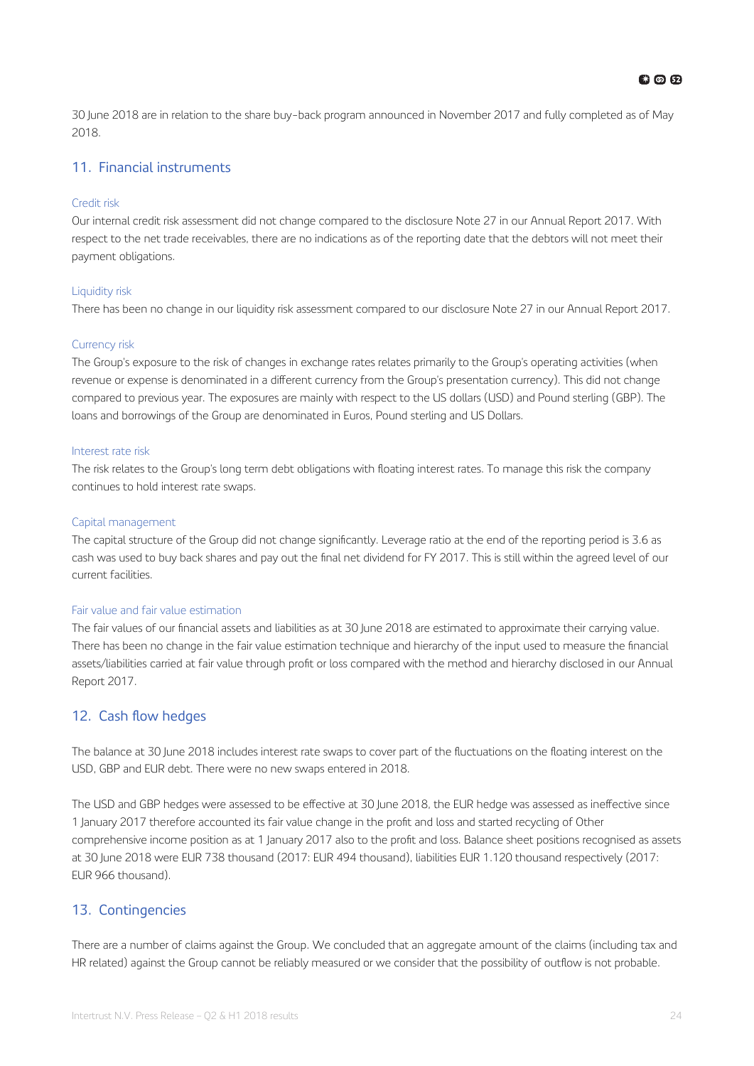30 June 2018 are in relation to the share buy-back program announced in November 2017 and fully completed as of May 2018.

## 11. Financial instruments

### Credit risk

Our internal credit risk assessment did not change compared to the disclosure Note 27 in our Annual Report 2017. With respect to the net trade receivables, there are no indications as of the reporting date that the debtors will not meet their payment obligations.

### Liquidity risk

There has been no change in our liquidity risk assessment compared to our disclosure Note 27 in our Annual Report 2017.

### Currency risk

The Group's exposure to the risk of changes in exchange rates relates primarily to the Group's operating activities (when revenue or expense is denominated in a different currency from the Group's presentation currency). This did not change compared to previous year. The exposures are mainly with respect to the US dollars (USD) and Pound sterling (GBP). The loans and borrowings of the Group are denominated in Euros, Pound sterling and US Dollars.

### Interest rate risk

The risk relates to the Group's long term debt obligations with floating interest rates. To manage this risk the company continues to hold interest rate swaps.

### Capital management

The capital structure of the Group did not change significantly. Leverage ratio at the end of the reporting period is 3.6 as cash was used to buy back shares and pay out the final net dividend for FY 2017. This is still within the agreed level of our current facilities.

### Fair value and fair value estimation

The fair values of our financial assets and liabilities as at 30 June 2018 are estimated to approximate their carrying value. There has been no change in the fair value estimation technique and hierarchy of the input used to measure the financial assets/liabilities carried at fair value through profit or loss compared with the method and hierarchy disclosed in our Annual Report 2017.

## 12. Cash flow hedges

The balance at 30 June 2018 includes interest rate swaps to cover part of the fluctuations on the floating interest on the USD, GBP and EUR debt. There were no new swaps entered in 2018.

The USD and GBP hedges were assessed to be effective at 30 June 2018, the EUR hedge was assessed as ineffective since 1 January 2017 therefore accounted its fair value change in the profit and loss and started recycling of Other comprehensive income position as at 1 January 2017 also to the profit and loss. Balance sheet positions recognised as assets at 30 June 2018 were EUR 738 thousand (2017: EUR 494 thousand), liabilities EUR 1.120 thousand respectively (2017: EUR 966 thousand).

## 13. Contingencies

There are a number of claims against the Group. We concluded that an aggregate amount of the claims (including tax and HR related) against the Group cannot be reliably measured or we consider that the possibility of outflow is not probable.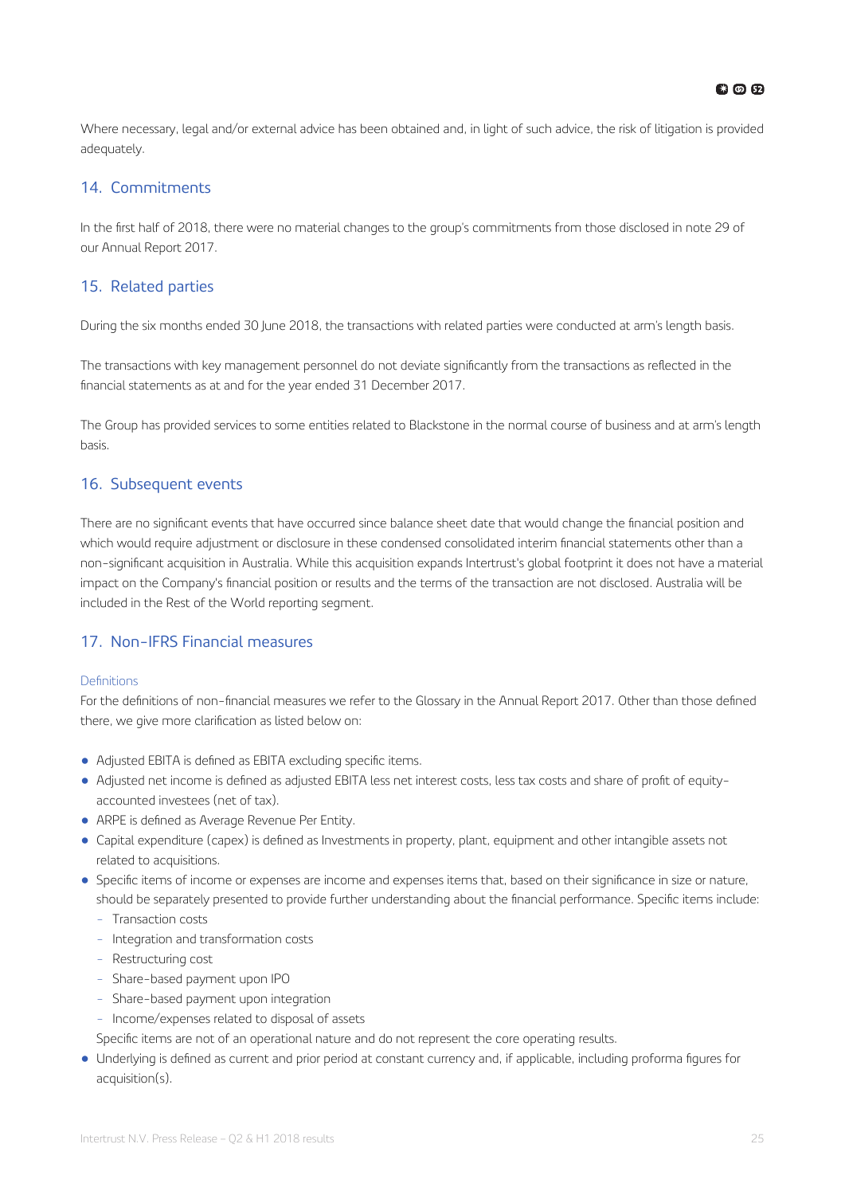Where necessary, legal and/or external advice has been obtained and, in light of such advice, the risk of litigation is provided adequately.

## 14. Commitments

In the first half of 2018, there were no material changes to the group's commitments from those disclosed in note 29 of our Annual Report 2017.

## 15. Related parties

During the six months ended 30 June 2018, the transactions with related parties were conducted at arm's length basis.

The transactions with key management personnel do not deviate significantly from the transactions as reflected in the financial statements as at and for the year ended 31 December 2017.

The Group has provided services to some entities related to Blackstone in the normal course of business and at arm's length basis.

## 16. Subsequent events

There are no significant events that have occurred since balance sheet date that would change the financial position and which would require adjustment or disclosure in these condensed consolidated interim financial statements other than a non-significant acquisition in Australia. While this acquisition expands Intertrust's global footprint it does not have a material impact on the Company's financial position or results and the terms of the transaction are not disclosed. Australia will be included in the Rest of the World reporting segment.

## 17. Non-IFRS Financial measures

### Definitions

For the definitions of non-financial measures we refer to the Glossary in the Annual Report 2017. Other than those defined there, we give more clarification as listed below on:

- Adjusted EBITA is defined as EBITA excluding specific items.
- Adjusted net income is defined as adjusted EBITA less net interest costs, less tax costs and share of profit of equity-accounted investees (net of tax).
- ARPE is defined as Average Revenue Per Entity.
- Capital expenditure (capex) is defined as Investments in property, plant, equipment and other intangible assets not related to acquisitions.
- Specific items of income or expenses are income and expenses items that, based on their significance in size or nature, should be separately presented to provide further understanding about the financial performance. Specific items include:
  - Transaction costs
  - Integration and transformation costs
  - Restructuring cost
  - Share-based payment upon IPO
  - Share-based payment upon integration
  - Income/expenses related to disposal of assets

  Specific items are not of an operational nature and do not represent the core operating results.
- Underlying is defined as current and prior period at constant currency and, if applicable, including proforma figures for acquisition(s).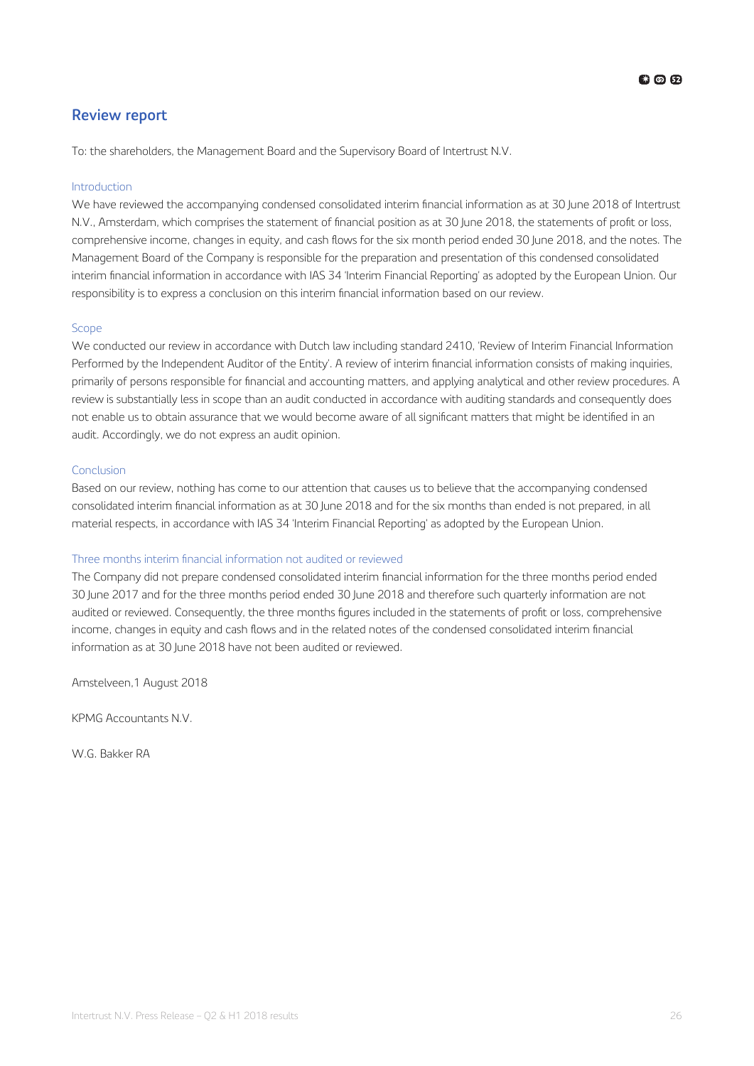## Review report

To: the shareholders, the Management Board and the Supervisory Board of Intertrust N.V.

### Introduction

We have reviewed the accompanying condensed consolidated interim financial information as at 30 June 2018 of Intertrust N.V., Amsterdam, which comprises the statement of financial position as at 30 June 2018, the statements of profit or loss, comprehensive income, changes in equity, and cash flows for the six month period ended 30 June 2018, and the notes. The Management Board of the Company is responsible for the preparation and presentation of this condensed consolidated interim financial information in accordance with IAS 34 'Interim Financial Reporting' as adopted by the European Union. Our responsibility is to express a conclusion on this interim financial information based on our review.

### Scope

We conducted our review in accordance with Dutch law including standard 2410, 'Review of Interim Financial Information Performed by the Independent Auditor of the Entity'. A review of interim financial information consists of making inquiries, primarily of persons responsible for financial and accounting matters, and applying analytical and other review procedures. A review is substantially less in scope than an audit conducted in accordance with auditing standards and consequently does not enable us to obtain assurance that we would become aware of all significant matters that might be identified in an audit. Accordingly, we do not express an audit opinion.

### Conclusion

Based on our review, nothing has come to our attention that causes us to believe that the accompanying condensed consolidated interim financial information as at 30 June 2018 and for the six months than ended is not prepared, in all material respects, in accordance with IAS 34 'Interim Financial Reporting' as adopted by the European Union.

### Three months interim financial information not audited or reviewed

The Company did not prepare condensed consolidated interim financial information for the three months period ended 30 June 2017 and for the three months period ended 30 June 2018 and therefore such quarterly information are not audited or reviewed. Consequently, the three months figures included in the statements of profit or loss, comprehensive income, changes in equity and cash flows and in the related notes of the condensed consolidated interim financial information as at 30 June 2018 have not been audited or reviewed.

Amstelveen,1 August 2018

KPMG Accountants N.V.

W.G. Bakker RA